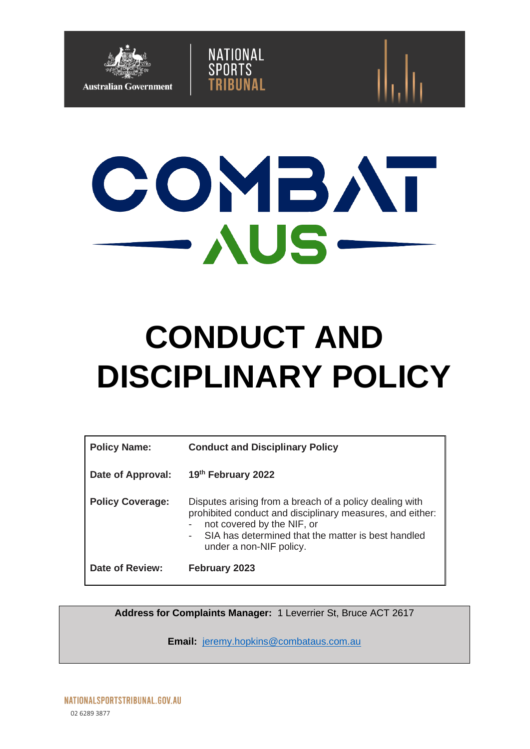# CONDUCT AND DISCIPLINARY POLICY

| | |
|---|---|
| **Policy Name:** | **Conduct and Disciplinary Policy** |
| **Date of Approval:** | **19th February 2022** |
| **Policy Coverage:** | Disputes arising from a breach of a policy dealing with prohibited conduct and disciplinary measures, and either:<br>- not covered by the NIF, or<br>- SIA has determined that the matter is best handled under a non-NIF policy. |
| **Date of Review:** | **February 2023** |

**Address for Complaints Manager:** 1 Leverrier St, Bruce ACT 2617

**Email:** jeremy.hopkins@combataus.com.au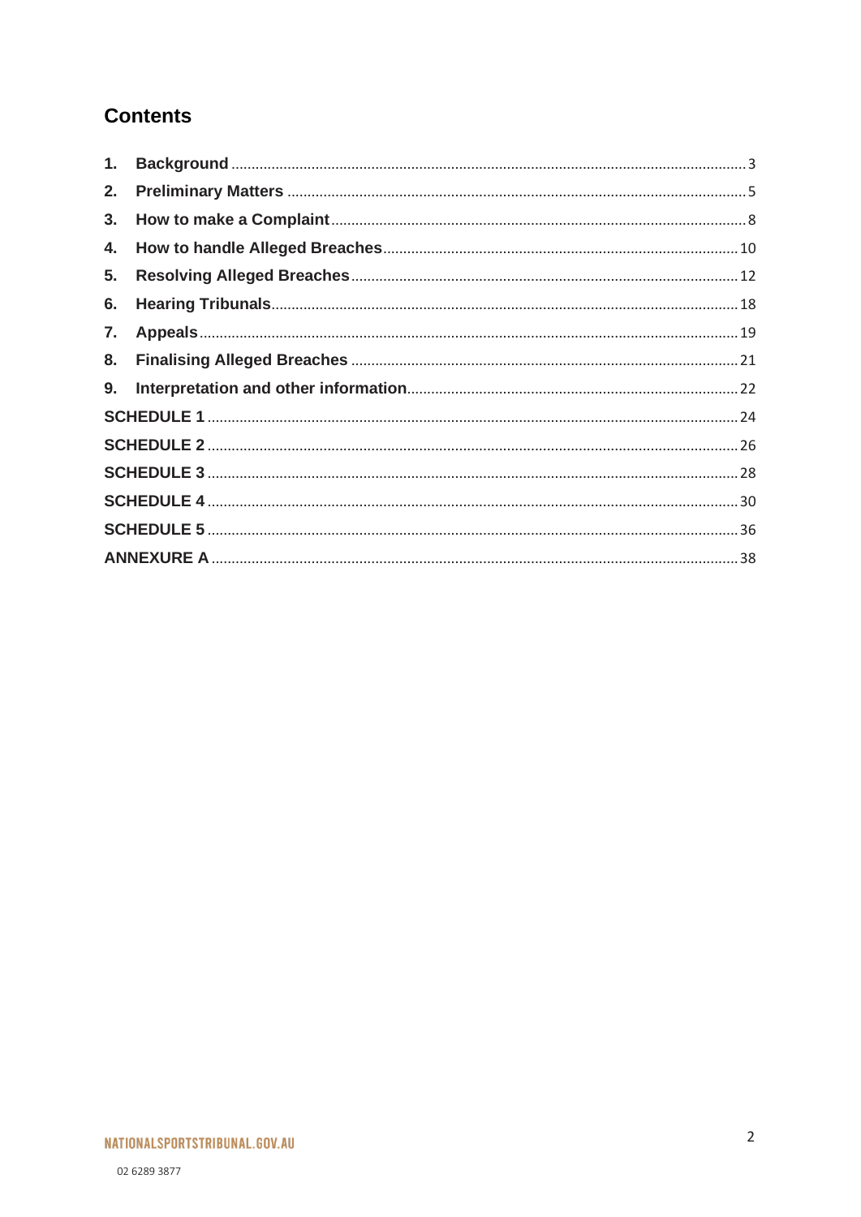## Contents

1. **Background** ... 3
2. **Preliminary Matters** ... 5
3. **How to make a Complaint** ... 8
4. **How to handle Alleged Breaches** ... 10
5. **Resolving Alleged Breaches** ... 12
6. **Hearing Tribunals** ... 18
7. **Appeals** ... 19
8. **Finalising Alleged Breaches** ... 21
9. **Interpretation and other information** ... 22

**SCHEDULE 1** ... 24

**SCHEDULE 2** ... 26

**SCHEDULE 3** ... 28

**SCHEDULE 4** ... 30

**SCHEDULE 5** ... 36

**ANNEXURE A** ... 38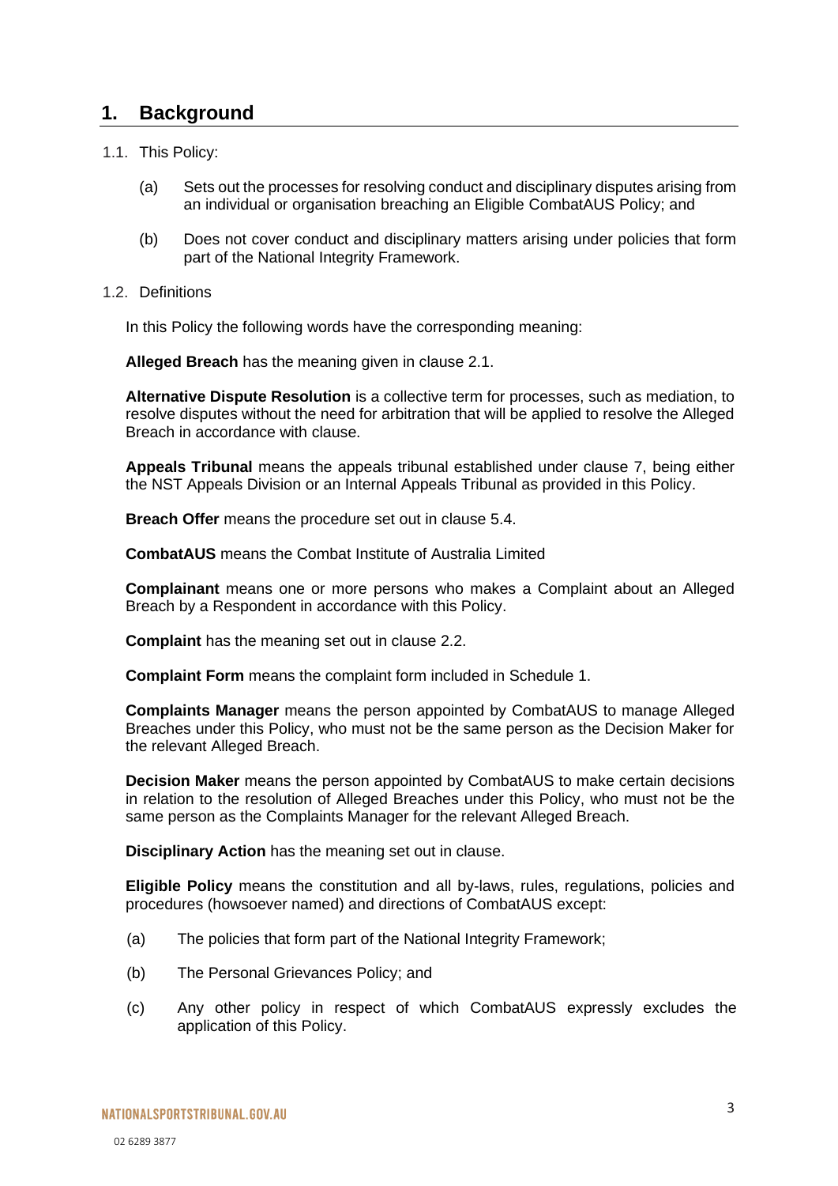# 1. Background

1.1. This Policy:

(a) Sets out the processes for resolving conduct and disciplinary disputes arising from an individual or organisation breaching an Eligible CombatAUS Policy; and

(b) Does not cover conduct and disciplinary matters arising under policies that form part of the National Integrity Framework.

1.2. Definitions

In this Policy the following words have the corresponding meaning:

**Alleged Breach** has the meaning given in clause 2.1.

**Alternative Dispute Resolution** is a collective term for processes, such as mediation, to resolve disputes without the need for arbitration that will be applied to resolve the Alleged Breach in accordance with clause.

**Appeals Tribunal** means the appeals tribunal established under clause 7, being either the NST Appeals Division or an Internal Appeals Tribunal as provided in this Policy.

**Breach Offer** means the procedure set out in clause 5.4.

**CombatAUS** means the Combat Institute of Australia Limited

**Complainant** means one or more persons who makes a Complaint about an Alleged Breach by a Respondent in accordance with this Policy.

**Complaint** has the meaning set out in clause 2.2.

**Complaint Form** means the complaint form included in Schedule 1.

**Complaints Manager** means the person appointed by CombatAUS to manage Alleged Breaches under this Policy, who must not be the same person as the Decision Maker for the relevant Alleged Breach.

**Decision Maker** means the person appointed by CombatAUS to make certain decisions in relation to the resolution of Alleged Breaches under this Policy, who must not be the same person as the Complaints Manager for the relevant Alleged Breach.

**Disciplinary Action** has the meaning set out in clause.

**Eligible Policy** means the constitution and all by-laws, rules, regulations, policies and procedures (howsoever named) and directions of CombatAUS except:

(a) The policies that form part of the National Integrity Framework;

(b) The Personal Grievances Policy; and

(c) Any other policy in respect of which CombatAUS expressly excludes the application of this Policy.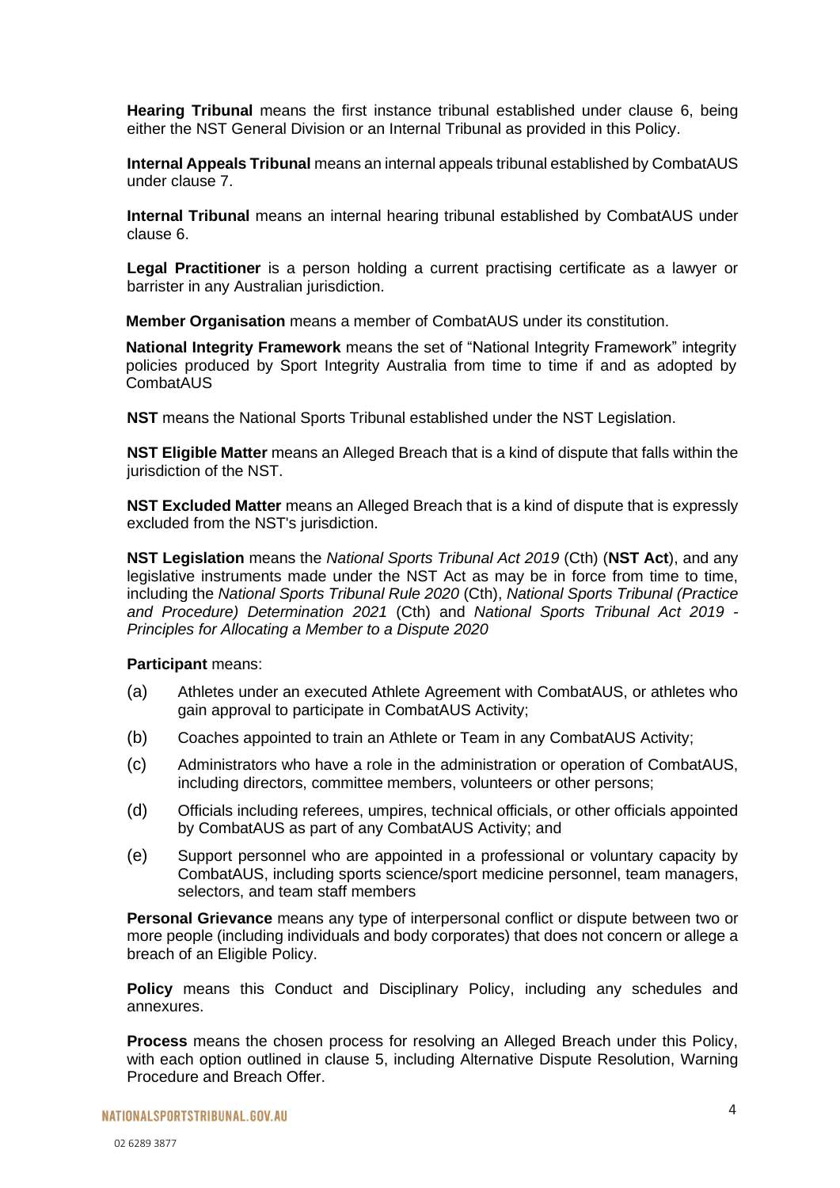**Hearing Tribunal** means the first instance tribunal established under clause 6, being either the NST General Division or an Internal Tribunal as provided in this Policy.

**Internal Appeals Tribunal** means an internal appeals tribunal established by CombatAUS under clause 7.

**Internal Tribunal** means an internal hearing tribunal established by CombatAUS under clause 6.

**Legal Practitioner** is a person holding a current practising certificate as a lawyer or barrister in any Australian jurisdiction.

**Member Organisation** means a member of CombatAUS under its constitution.

**National Integrity Framework** means the set of "National Integrity Framework" integrity policies produced by Sport Integrity Australia from time to time if and as adopted by CombatAUS

**NST** means the National Sports Tribunal established under the NST Legislation.

**NST Eligible Matter** means an Alleged Breach that is a kind of dispute that falls within the jurisdiction of the NST.

**NST Excluded Matter** means an Alleged Breach that is a kind of dispute that is expressly excluded from the NST's jurisdiction.

**NST Legislation** means the *National Sports Tribunal Act 2019* (Cth) (**NST Act**), and any legislative instruments made under the NST Act as may be in force from time to time, including the *National Sports Tribunal Rule 2020* (Cth), *National Sports Tribunal (Practice and Procedure) Determination 2021* (Cth) and *National Sports Tribunal Act 2019 - Principles for Allocating a Member to a Dispute 2020*

**Participant** means:

(a) Athletes under an executed Athlete Agreement with CombatAUS, or athletes who gain approval to participate in CombatAUS Activity;

(b) Coaches appointed to train an Athlete or Team in any CombatAUS Activity;

(c) Administrators who have a role in the administration or operation of CombatAUS, including directors, committee members, volunteers or other persons;

(d) Officials including referees, umpires, technical officials, or other officials appointed by CombatAUS as part of any CombatAUS Activity; and

(e) Support personnel who are appointed in a professional or voluntary capacity by CombatAUS, including sports science/sport medicine personnel, team managers, selectors, and team staff members

**Personal Grievance** means any type of interpersonal conflict or dispute between two or more people (including individuals and body corporates) that does not concern or allege a breach of an Eligible Policy.

**Policy** means this Conduct and Disciplinary Policy, including any schedules and annexures.

**Process** means the chosen process for resolving an Alleged Breach under this Policy, with each option outlined in clause 5, including Alternative Dispute Resolution, Warning Procedure and Breach Offer.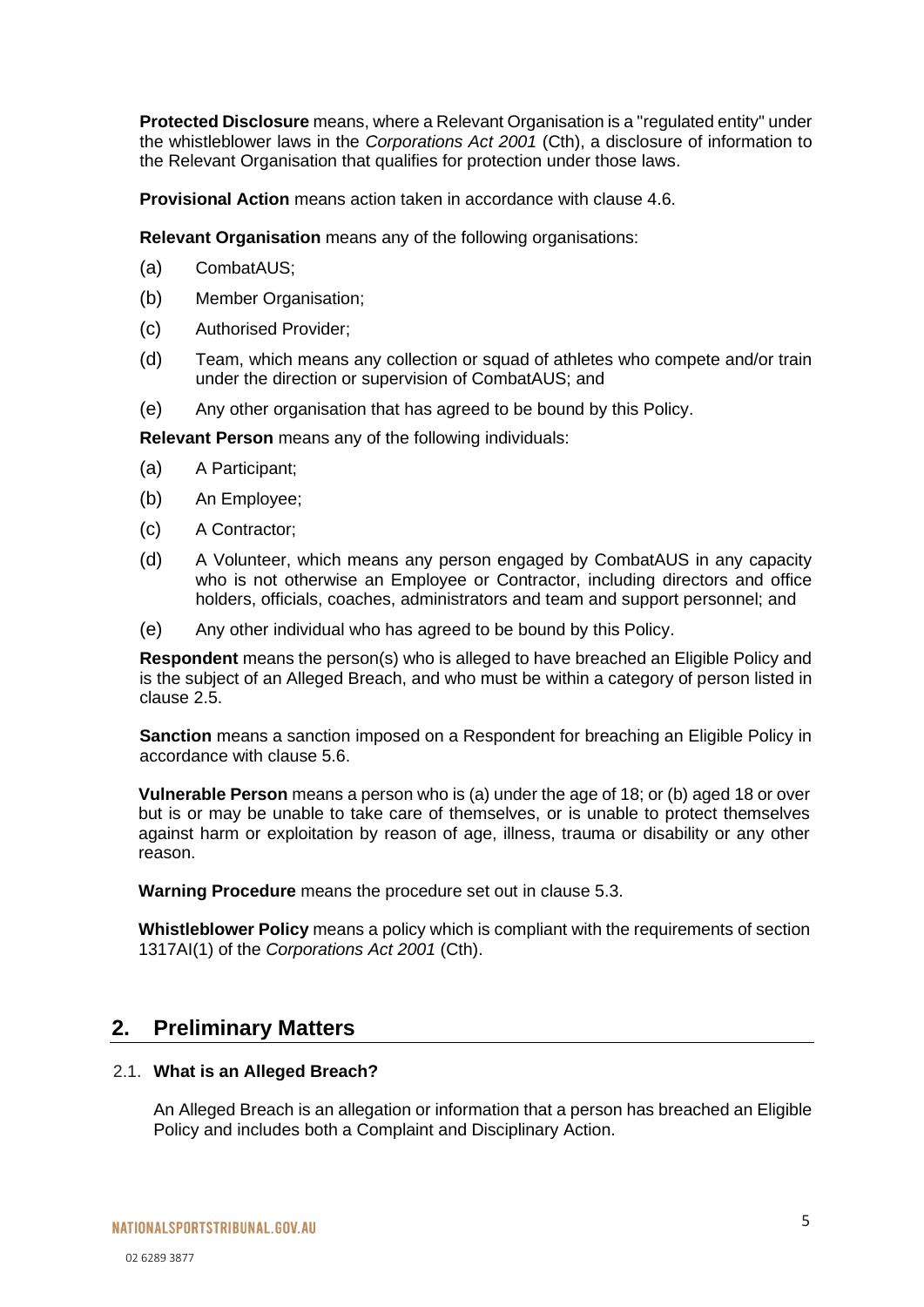**Protected Disclosure** means, where a Relevant Organisation is a "regulated entity" under the whistleblower laws in the *Corporations Act 2001* (Cth), a disclosure of information to the Relevant Organisation that qualifies for protection under those laws.

**Provisional Action** means action taken in accordance with clause 4.6.

**Relevant Organisation** means any of the following organisations:

(a) CombatAUS;

(b) Member Organisation;

(c) Authorised Provider;

(d) Team, which means any collection or squad of athletes who compete and/or train under the direction or supervision of CombatAUS; and

(e) Any other organisation that has agreed to be bound by this Policy.

**Relevant Person** means any of the following individuals:

(a) A Participant;

(b) An Employee;

(c) A Contractor;

(d) A Volunteer, which means any person engaged by CombatAUS in any capacity who is not otherwise an Employee or Contractor, including directors and office holders, officials, coaches, administrators and team and support personnel; and

(e) Any other individual who has agreed to be bound by this Policy.

**Respondent** means the person(s) who is alleged to have breached an Eligible Policy and is the subject of an Alleged Breach, and who must be within a category of person listed in clause 2.5.

**Sanction** means a sanction imposed on a Respondent for breaching an Eligible Policy in accordance with clause 5.6.

**Vulnerable Person** means a person who is (a) under the age of 18; or (b) aged 18 or over but is or may be unable to take care of themselves, or is unable to protect themselves against harm or exploitation by reason of age, illness, trauma or disability or any other reason.

**Warning Procedure** means the procedure set out in clause 5.3.

**Whistleblower Policy** means a policy which is compliant with the requirements of section 1317AI(1) of the *Corporations Act 2001* (Cth).

## 2. Preliminary Matters

### 2.1. What is an Alleged Breach?

An Alleged Breach is an allegation or information that a person has breached an Eligible Policy and includes both a Complaint and Disciplinary Action.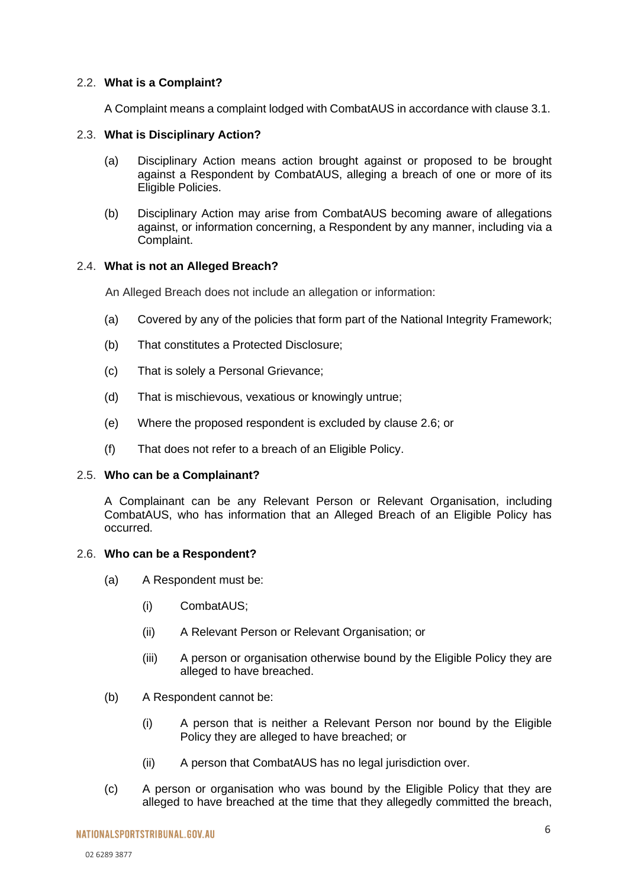### 2.2. **What is a Complaint?**

A Complaint means a complaint lodged with CombatAUS in accordance with clause 3.1.

### 2.3. **What is Disciplinary Action?**

(a) Disciplinary Action means action brought against or proposed to be brought against a Respondent by CombatAUS, alleging a breach of one or more of its Eligible Policies.

(b) Disciplinary Action may arise from CombatAUS becoming aware of allegations against, or information concerning, a Respondent by any manner, including via a Complaint.

### 2.4. **What is not an Alleged Breach?**

An Alleged Breach does not include an allegation or information:

(a) Covered by any of the policies that form part of the National Integrity Framework;

(b) That constitutes a Protected Disclosure;

(c) That is solely a Personal Grievance;

(d) That is mischievous, vexatious or knowingly untrue;

(e) Where the proposed respondent is excluded by clause 2.6; or

(f) That does not refer to a breach of an Eligible Policy.

### 2.5. **Who can be a Complainant?**

A Complainant can be any Relevant Person or Relevant Organisation, including CombatAUS, who has information that an Alleged Breach of an Eligible Policy has occurred.

### 2.6. **Who can be a Respondent?**

(a) A Respondent must be:

(i) CombatAUS;

(ii) A Relevant Person or Relevant Organisation; or

(iii) A person or organisation otherwise bound by the Eligible Policy they are alleged to have breached.

(b) A Respondent cannot be:

(i) A person that is neither a Relevant Person nor bound by the Eligible Policy they are alleged to have breached; or

(ii) A person that CombatAUS has no legal jurisdiction over.

(c) A person or organisation who was bound by the Eligible Policy that they are alleged to have breached at the time that they allegedly committed the breach,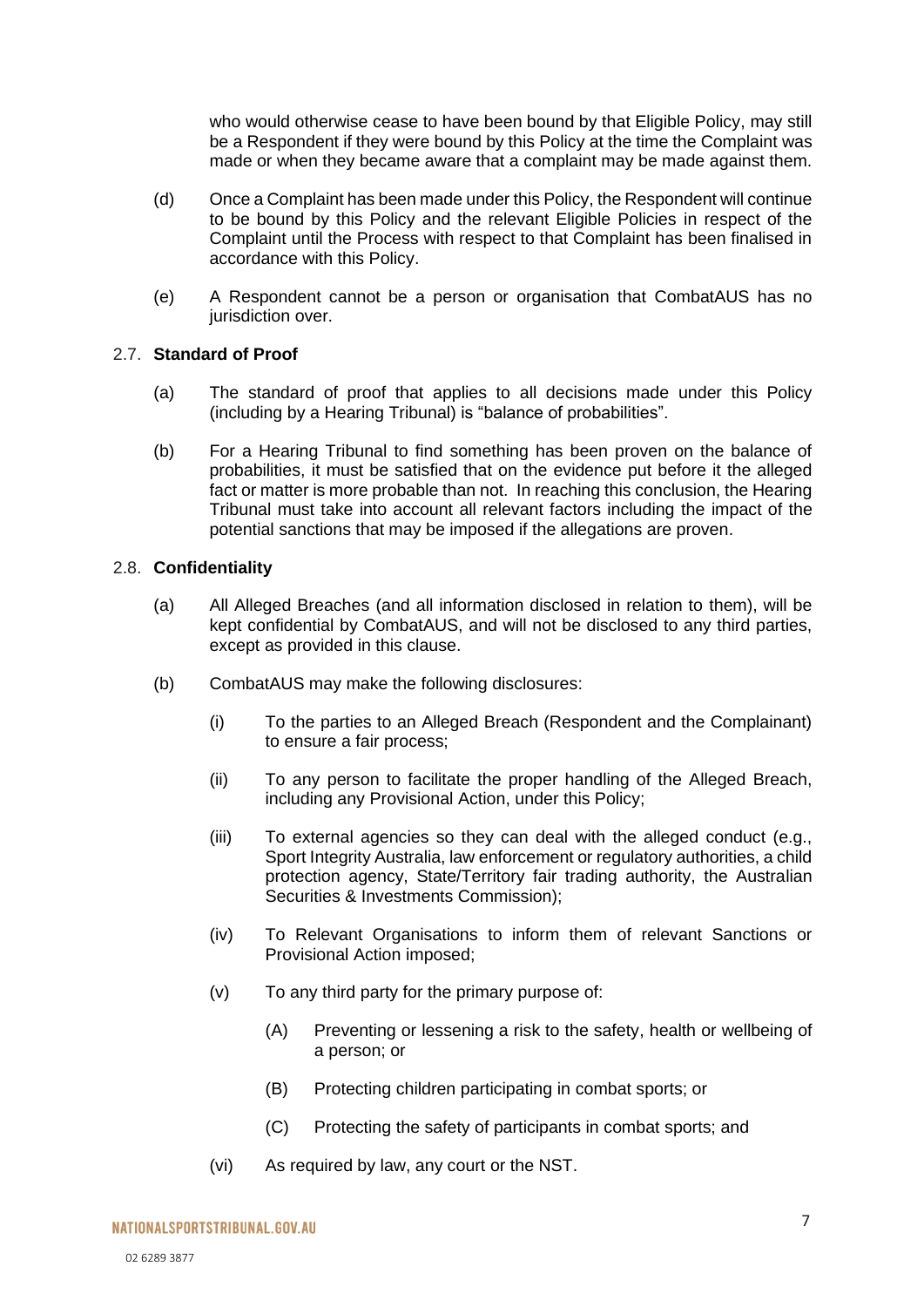who would otherwise cease to have been bound by that Eligible Policy, may still be a Respondent if they were bound by this Policy at the time the Complaint was made or when they became aware that a complaint may be made against them.

(d) Once a Complaint has been made under this Policy, the Respondent will continue to be bound by this Policy and the relevant Eligible Policies in respect of the Complaint until the Process with respect to that Complaint has been finalised in accordance with this Policy.

(e) A Respondent cannot be a person or organisation that CombatAUS has no jurisdiction over.

### 2.7. **Standard of Proof**

(a) The standard of proof that applies to all decisions made under this Policy (including by a Hearing Tribunal) is "balance of probabilities".

(b) For a Hearing Tribunal to find something has been proven on the balance of probabilities, it must be satisfied that on the evidence put before it the alleged fact or matter is more probable than not. In reaching this conclusion, the Hearing Tribunal must take into account all relevant factors including the impact of the potential sanctions that may be imposed if the allegations are proven.

### 2.8. **Confidentiality**

(a) All Alleged Breaches (and all information disclosed in relation to them), will be kept confidential by CombatAUS, and will not be disclosed to any third parties, except as provided in this clause.

(b) CombatAUS may make the following disclosures:

(i) To the parties to an Alleged Breach (Respondent and the Complainant) to ensure a fair process;

(ii) To any person to facilitate the proper handling of the Alleged Breach, including any Provisional Action, under this Policy;

(iii) To external agencies so they can deal with the alleged conduct (e.g., Sport Integrity Australia, law enforcement or regulatory authorities, a child protection agency, State/Territory fair trading authority, the Australian Securities & Investments Commission);

(iv) To Relevant Organisations to inform them of relevant Sanctions or Provisional Action imposed;

(v) To any third party for the primary purpose of:

(A) Preventing or lessening a risk to the safety, health or wellbeing of a person; or

(B) Protecting children participating in combat sports; or

(C) Protecting the safety of participants in combat sports; and

(vi) As required by law, any court or the NST.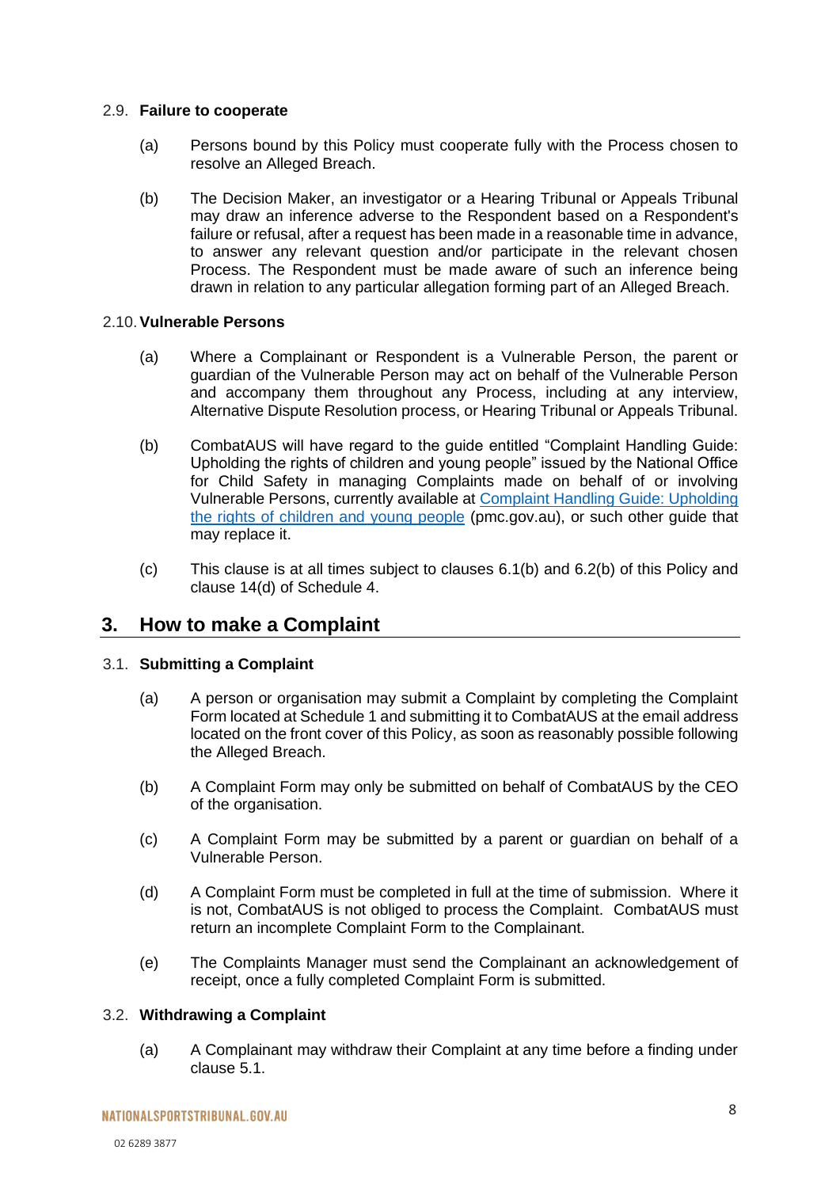### 2.9. Failure to cooperate

(a) Persons bound by this Policy must cooperate fully with the Process chosen to resolve an Alleged Breach.

(b) The Decision Maker, an investigator or a Hearing Tribunal or Appeals Tribunal may draw an inference adverse to the Respondent based on a Respondent's failure or refusal, after a request has been made in a reasonable time in advance, to answer any relevant question and/or participate in the relevant chosen Process. The Respondent must be made aware of such an inference being drawn in relation to any particular allegation forming part of an Alleged Breach.

### 2.10. Vulnerable Persons

(a) Where a Complainant or Respondent is a Vulnerable Person, the parent or guardian of the Vulnerable Person may act on behalf of the Vulnerable Person and accompany them throughout any Process, including at any interview, Alternative Dispute Resolution process, or Hearing Tribunal or Appeals Tribunal.

(b) CombatAUS will have regard to the guide entitled "Complaint Handling Guide: Upholding the rights of children and young people" issued by the National Office for Child Safety in managing Complaints made on behalf of or involving Vulnerable Persons, currently available at [Complaint Handling Guide: Upholding the rights of children and young people](pmc.gov.au) (pmc.gov.au), or such other guide that may replace it.

(c) This clause is at all times subject to clauses 6.1(b) and 6.2(b) of this Policy and clause 14(d) of Schedule 4.

## 3. How to make a Complaint

### 3.1. Submitting a Complaint

(a) A person or organisation may submit a Complaint by completing the Complaint Form located at Schedule 1 and submitting it to CombatAUS at the email address located on the front cover of this Policy, as soon as reasonably possible following the Alleged Breach.

(b) A Complaint Form may only be submitted on behalf of CombatAUS by the CEO of the organisation.

(c) A Complaint Form may be submitted by a parent or guardian on behalf of a Vulnerable Person.

(d) A Complaint Form must be completed in full at the time of submission. Where it is not, CombatAUS is not obliged to process the Complaint. CombatAUS must return an incomplete Complaint Form to the Complainant.

(e) The Complaints Manager must send the Complainant an acknowledgement of receipt, once a fully completed Complaint Form is submitted.

### 3.2. Withdrawing a Complaint

(a) A Complainant may withdraw their Complaint at any time before a finding under clause 5.1.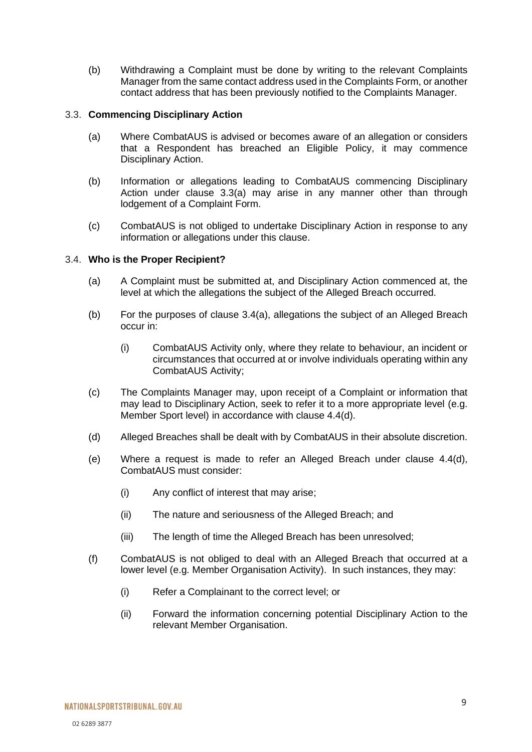(b) Withdrawing a Complaint must be done by writing to the relevant Complaints Manager from the same contact address used in the Complaints Form, or another contact address that has been previously notified to the Complaints Manager.

### 3.3. Commencing Disciplinary Action

(a) Where CombatAUS is advised or becomes aware of an allegation or considers that a Respondent has breached an Eligible Policy, it may commence Disciplinary Action.

(b) Information or allegations leading to CombatAUS commencing Disciplinary Action under clause 3.3(a) may arise in any manner other than through lodgement of a Complaint Form.

(c) CombatAUS is not obliged to undertake Disciplinary Action in response to any information or allegations under this clause.

### 3.4. Who is the Proper Recipient?

(a) A Complaint must be submitted at, and Disciplinary Action commenced at, the level at which the allegations the subject of the Alleged Breach occurred.

(b) For the purposes of clause 3.4(a), allegations the subject of an Alleged Breach occur in:

   (i) CombatAUS Activity only, where they relate to behaviour, an incident or circumstances that occurred at or involve individuals operating within any CombatAUS Activity;

(c) The Complaints Manager may, upon receipt of a Complaint or information that may lead to Disciplinary Action, seek to refer it to a more appropriate level (e.g. Member Sport level) in accordance with clause 4.4(d).

(d) Alleged Breaches shall be dealt with by CombatAUS in their absolute discretion.

(e) Where a request is made to refer an Alleged Breach under clause 4.4(d), CombatAUS must consider:

   (i) Any conflict of interest that may arise;

   (ii) The nature and seriousness of the Alleged Breach; and

   (iii) The length of time the Alleged Breach has been unresolved;

(f) CombatAUS is not obliged to deal with an Alleged Breach that occurred at a lower level (e.g. Member Organisation Activity). In such instances, they may:

   (i) Refer a Complainant to the correct level; or

   (ii) Forward the information concerning potential Disciplinary Action to the relevant Member Organisation.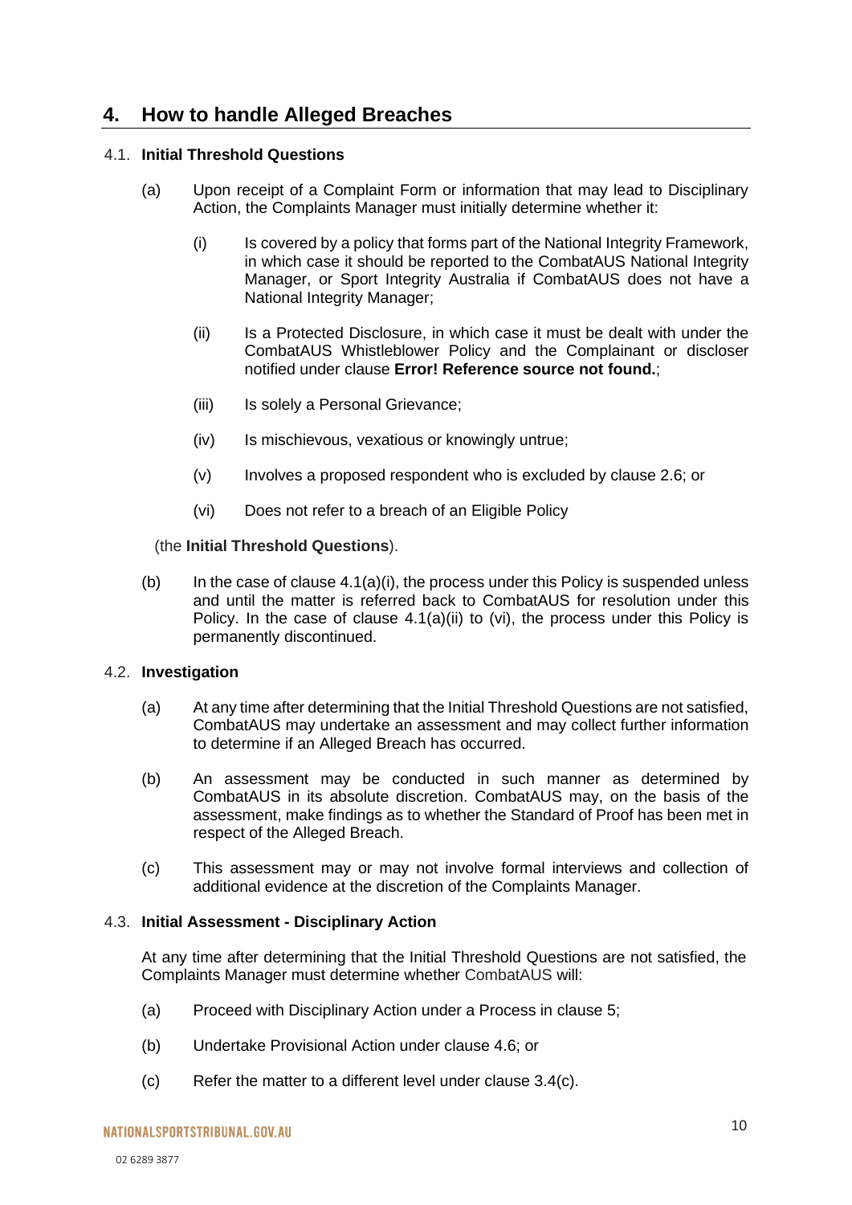## 4. How to handle Alleged Breaches

### 4.1. **Initial Threshold Questions**

(a) Upon receipt of a Complaint Form or information that may lead to Disciplinary Action, the Complaints Manager must initially determine whether it:

  (i) Is covered by a policy that forms part of the National Integrity Framework, in which case it should be reported to the CombatAUS National Integrity Manager, or Sport Integrity Australia if CombatAUS does not have a National Integrity Manager;

  (ii) Is a Protected Disclosure, in which case it must be dealt with under the CombatAUS Whistleblower Policy and the Complainant or discloser notified under clause **Error! Reference source not found.**;

  (iii) Is solely a Personal Grievance;

  (iv) Is mischievous, vexatious or knowingly untrue;

  (v) Involves a proposed respondent who is excluded by clause 2.6; or

  (vi) Does not refer to a breach of an Eligible Policy

(the **Initial Threshold Questions**).

(b) In the case of clause 4.1(a)(i), the process under this Policy is suspended unless and until the matter is referred back to CombatAUS for resolution under this Policy. In the case of clause 4.1(a)(ii) to (vi), the process under this Policy is permanently discontinued.

### 4.2. **Investigation**

(a) At any time after determining that the Initial Threshold Questions are not satisfied, CombatAUS may undertake an assessment and may collect further information to determine if an Alleged Breach has occurred.

(b) An assessment may be conducted in such manner as determined by CombatAUS in its absolute discretion. CombatAUS may, on the basis of the assessment, make findings as to whether the Standard of Proof has been met in respect of the Alleged Breach.

(c) This assessment may or may not involve formal interviews and collection of additional evidence at the discretion of the Complaints Manager.

### 4.3. **Initial Assessment - Disciplinary Action**

At any time after determining that the Initial Threshold Questions are not satisfied, the Complaints Manager must determine whether CombatAUS will:

(a) Proceed with Disciplinary Action under a Process in clause 5;

(b) Undertake Provisional Action under clause 4.6; or

(c) Refer the matter to a different level under clause 3.4(c).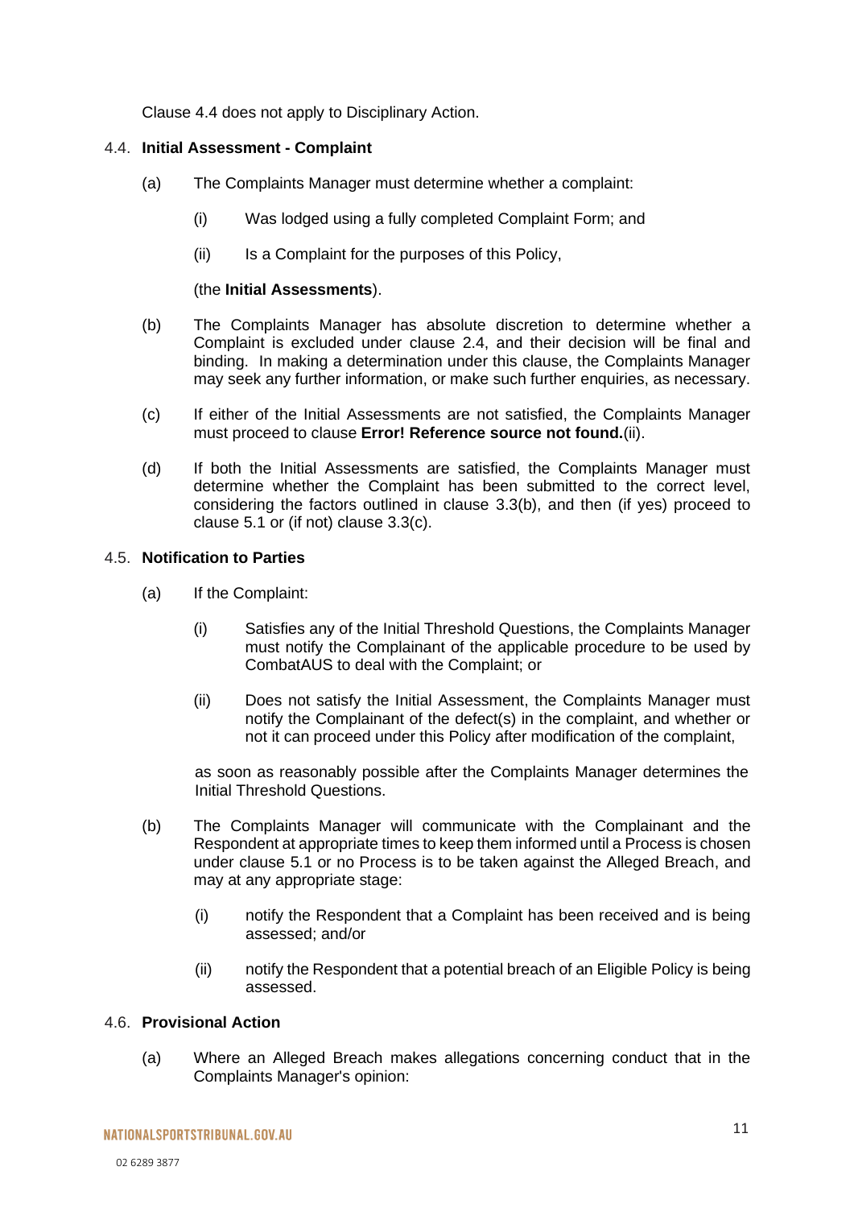Clause 4.4 does not apply to Disciplinary Action.

### 4.4. Initial Assessment - Complaint

(a) The Complaints Manager must determine whether a complaint:

 (i) Was lodged using a fully completed Complaint Form; and

 (ii) Is a Complaint for the purposes of this Policy,

 (the **Initial Assessments**).

(b) The Complaints Manager has absolute discretion to determine whether a Complaint is excluded under clause 2.4, and their decision will be final and binding. In making a determination under this clause, the Complaints Manager may seek any further information, or make such further enquiries, as necessary.

(c) If either of the Initial Assessments are not satisfied, the Complaints Manager must proceed to clause **Error! Reference source not found.**(ii).

(d) If both the Initial Assessments are satisfied, the Complaints Manager must determine whether the Complaint has been submitted to the correct level, considering the factors outlined in clause 3.3(b), and then (if yes) proceed to clause 5.1 or (if not) clause 3.3(c).

### 4.5. Notification to Parties

(a) If the Complaint:

 (i) Satisfies any of the Initial Threshold Questions, the Complaints Manager must notify the Complainant of the applicable procedure to be used by CombatAUS to deal with the Complaint; or

 (ii) Does not satisfy the Initial Assessment, the Complaints Manager must notify the Complainant of the defect(s) in the complaint, and whether or not it can proceed under this Policy after modification of the complaint,

 as soon as reasonably possible after the Complaints Manager determines the Initial Threshold Questions.

(b) The Complaints Manager will communicate with the Complainant and the Respondent at appropriate times to keep them informed until a Process is chosen under clause 5.1 or no Process is to be taken against the Alleged Breach, and may at any appropriate stage:

 (i) notify the Respondent that a Complaint has been received and is being assessed; and/or

 (ii) notify the Respondent that a potential breach of an Eligible Policy is being assessed.

### 4.6. Provisional Action

(a) Where an Alleged Breach makes allegations concerning conduct that in the Complaints Manager's opinion: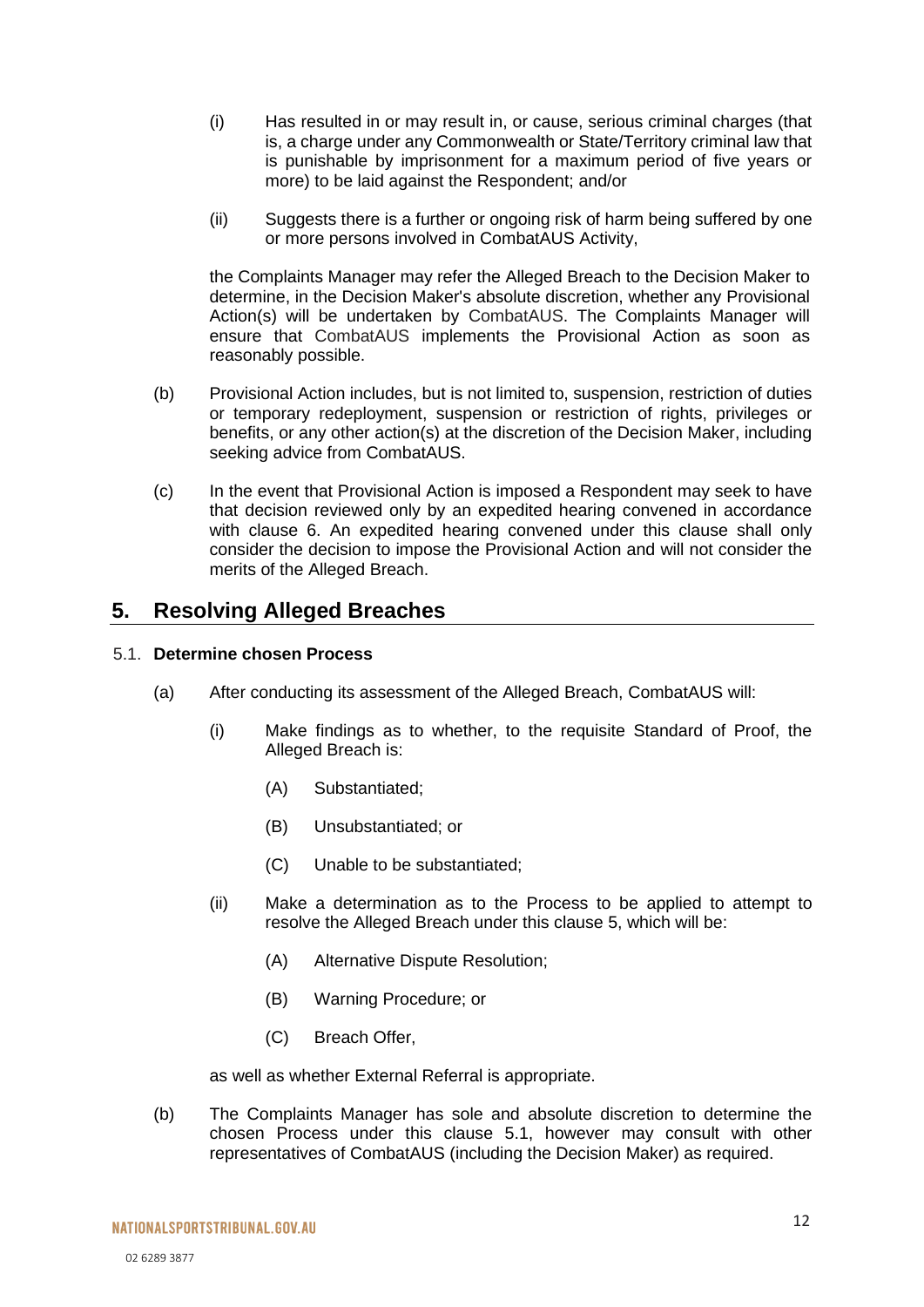(i) Has resulted in or may result in, or cause, serious criminal charges (that is, a charge under any Commonwealth or State/Territory criminal law that is punishable by imprisonment for a maximum period of five years or more) to be laid against the Respondent; and/or

(ii) Suggests there is a further or ongoing risk of harm being suffered by one or more persons involved in CombatAUS Activity,

the Complaints Manager may refer the Alleged Breach to the Decision Maker to determine, in the Decision Maker's absolute discretion, whether any Provisional Action(s) will be undertaken by CombatAUS. The Complaints Manager will ensure that CombatAUS implements the Provisional Action as soon as reasonably possible.

(b) Provisional Action includes, but is not limited to, suspension, restriction of duties or temporary redeployment, suspension or restriction of rights, privileges or benefits, or any other action(s) at the discretion of the Decision Maker, including seeking advice from CombatAUS.

(c) In the event that Provisional Action is imposed a Respondent may seek to have that decision reviewed only by an expedited hearing convened in accordance with clause 6. An expedited hearing convened under this clause shall only consider the decision to impose the Provisional Action and will not consider the merits of the Alleged Breach.

## 5. Resolving Alleged Breaches

### 5.1. Determine chosen Process

(a) After conducting its assessment of the Alleged Breach, CombatAUS will:

(i) Make findings as to whether, to the requisite Standard of Proof, the Alleged Breach is:

(A) Substantiated;

(B) Unsubstantiated; or

(C) Unable to be substantiated;

(ii) Make a determination as to the Process to be applied to attempt to resolve the Alleged Breach under this clause 5, which will be:

(A) Alternative Dispute Resolution;

(B) Warning Procedure; or

(C) Breach Offer,

as well as whether External Referral is appropriate.

(b) The Complaints Manager has sole and absolute discretion to determine the chosen Process under this clause 5.1, however may consult with other representatives of CombatAUS (including the Decision Maker) as required.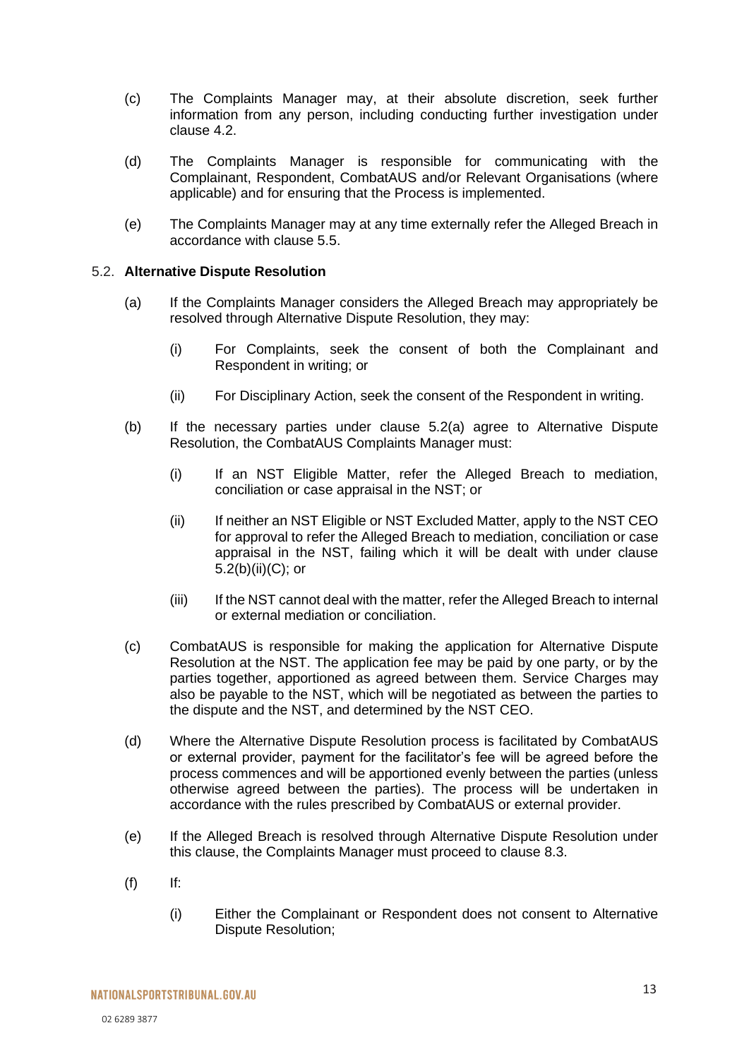(c) The Complaints Manager may, at their absolute discretion, seek further information from any person, including conducting further investigation under clause 4.2.

(d) The Complaints Manager is responsible for communicating with the Complainant, Respondent, CombatAUS and/or Relevant Organisations (where applicable) and for ensuring that the Process is implemented.

(e) The Complaints Manager may at any time externally refer the Alleged Breach in accordance with clause 5.5.

### 5.2. Alternative Dispute Resolution

(a) If the Complaints Manager considers the Alleged Breach may appropriately be resolved through Alternative Dispute Resolution, they may:

   (i) For Complaints, seek the consent of both the Complainant and Respondent in writing; or

   (ii) For Disciplinary Action, seek the consent of the Respondent in writing.

(b) If the necessary parties under clause 5.2(a) agree to Alternative Dispute Resolution, the CombatAUS Complaints Manager must:

   (i) If an NST Eligible Matter, refer the Alleged Breach to mediation, conciliation or case appraisal in the NST; or

   (ii) If neither an NST Eligible or NST Excluded Matter, apply to the NST CEO for approval to refer the Alleged Breach to mediation, conciliation or case appraisal in the NST, failing which it will be dealt with under clause 5.2(b)(ii)(C); or

   (iii) If the NST cannot deal with the matter, refer the Alleged Breach to internal or external mediation or conciliation.

(c) CombatAUS is responsible for making the application for Alternative Dispute Resolution at the NST. The application fee may be paid by one party, or by the parties together, apportioned as agreed between them. Service Charges may also be payable to the NST, which will be negotiated as between the parties to the dispute and the NST, and determined by the NST CEO.

(d) Where the Alternative Dispute Resolution process is facilitated by CombatAUS or external provider, payment for the facilitator's fee will be agreed before the process commences and will be apportioned evenly between the parties (unless otherwise agreed between the parties). The process will be undertaken in accordance with the rules prescribed by CombatAUS or external provider.

(e) If the Alleged Breach is resolved through Alternative Dispute Resolution under this clause, the Complaints Manager must proceed to clause 8.3.

(f) If:

   (i) Either the Complainant or Respondent does not consent to Alternative Dispute Resolution;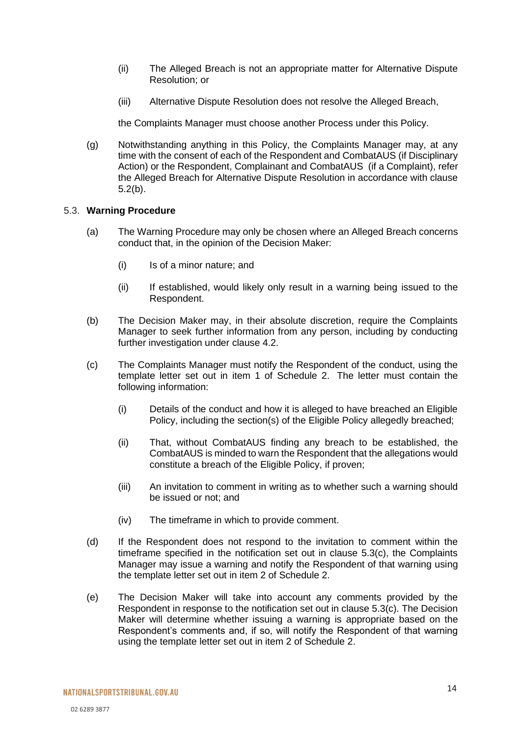(ii) The Alleged Breach is not an appropriate matter for Alternative Dispute Resolution; or

(iii) Alternative Dispute Resolution does not resolve the Alleged Breach,

the Complaints Manager must choose another Process under this Policy.

(g) Notwithstanding anything in this Policy, the Complaints Manager may, at any time with the consent of each of the Respondent and CombatAUS (if Disciplinary Action) or the Respondent, Complainant and CombatAUS (if a Complaint), refer the Alleged Breach for Alternative Dispute Resolution in accordance with clause 5.2(b).

### 5.3. Warning Procedure

(a) The Warning Procedure may only be chosen where an Alleged Breach concerns conduct that, in the opinion of the Decision Maker:

(i) Is of a minor nature; and

(ii) If established, would likely only result in a warning being issued to the Respondent.

(b) The Decision Maker may, in their absolute discretion, require the Complaints Manager to seek further information from any person, including by conducting further investigation under clause 4.2.

(c) The Complaints Manager must notify the Respondent of the conduct, using the template letter set out in item 1 of Schedule 2. The letter must contain the following information:

(i) Details of the conduct and how it is alleged to have breached an Eligible Policy, including the section(s) of the Eligible Policy allegedly breached;

(ii) That, without CombatAUS finding any breach to be established, the CombatAUS is minded to warn the Respondent that the allegations would constitute a breach of the Eligible Policy, if proven;

(iii) An invitation to comment in writing as to whether such a warning should be issued or not; and

(iv) The timeframe in which to provide comment.

(d) If the Respondent does not respond to the invitation to comment within the timeframe specified in the notification set out in clause 5.3(c), the Complaints Manager may issue a warning and notify the Respondent of that warning using the template letter set out in item 2 of Schedule 2.

(e) The Decision Maker will take into account any comments provided by the Respondent in response to the notification set out in clause 5.3(c). The Decision Maker will determine whether issuing a warning is appropriate based on the Respondent's comments and, if so, will notify the Respondent of that warning using the template letter set out in item 2 of Schedule 2.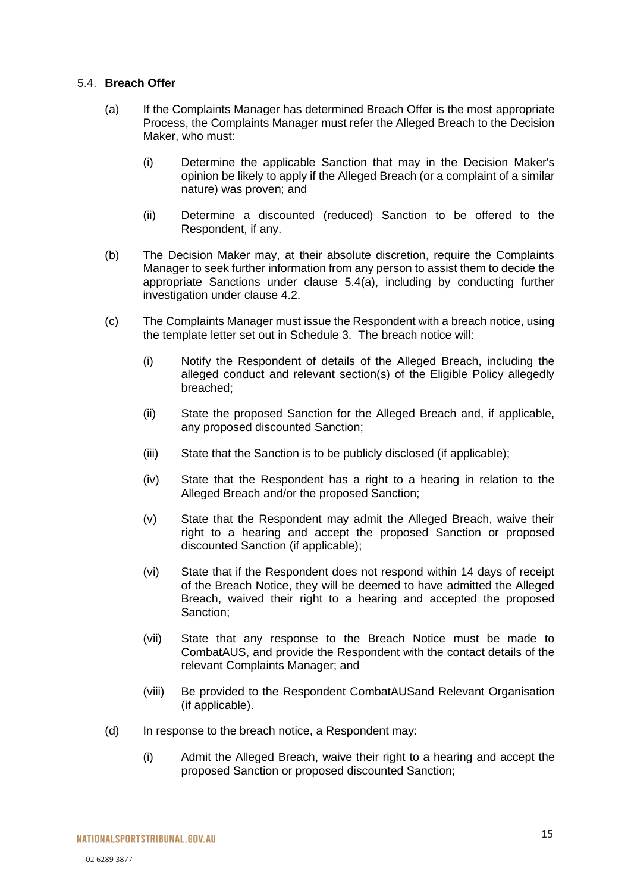### 5.4. **Breach Offer**

(a) If the Complaints Manager has determined Breach Offer is the most appropriate Process, the Complaints Manager must refer the Alleged Breach to the Decision Maker, who must:

   (i) Determine the applicable Sanction that may in the Decision Maker's opinion be likely to apply if the Alleged Breach (or a complaint of a similar nature) was proven; and

   (ii) Determine a discounted (reduced) Sanction to be offered to the Respondent, if any.

(b) The Decision Maker may, at their absolute discretion, require the Complaints Manager to seek further information from any person to assist them to decide the appropriate Sanctions under clause 5.4(a), including by conducting further investigation under clause 4.2.

(c) The Complaints Manager must issue the Respondent with a breach notice, using the template letter set out in Schedule 3. The breach notice will:

   (i) Notify the Respondent of details of the Alleged Breach, including the alleged conduct and relevant section(s) of the Eligible Policy allegedly breached;

   (ii) State the proposed Sanction for the Alleged Breach and, if applicable, any proposed discounted Sanction;

   (iii) State that the Sanction is to be publicly disclosed (if applicable);

   (iv) State that the Respondent has a right to a hearing in relation to the Alleged Breach and/or the proposed Sanction;

   (v) State that the Respondent may admit the Alleged Breach, waive their right to a hearing and accept the proposed Sanction or proposed discounted Sanction (if applicable);

   (vi) State that if the Respondent does not respond within 14 days of receipt of the Breach Notice, they will be deemed to have admitted the Alleged Breach, waived their right to a hearing and accepted the proposed Sanction;

   (vii) State that any response to the Breach Notice must be made to CombatAUS, and provide the Respondent with the contact details of the relevant Complaints Manager; and

   (viii) Be provided to the Respondent CombatAUSand Relevant Organisation (if applicable).

(d) In response to the breach notice, a Respondent may:

   (i) Admit the Alleged Breach, waive their right to a hearing and accept the proposed Sanction or proposed discounted Sanction;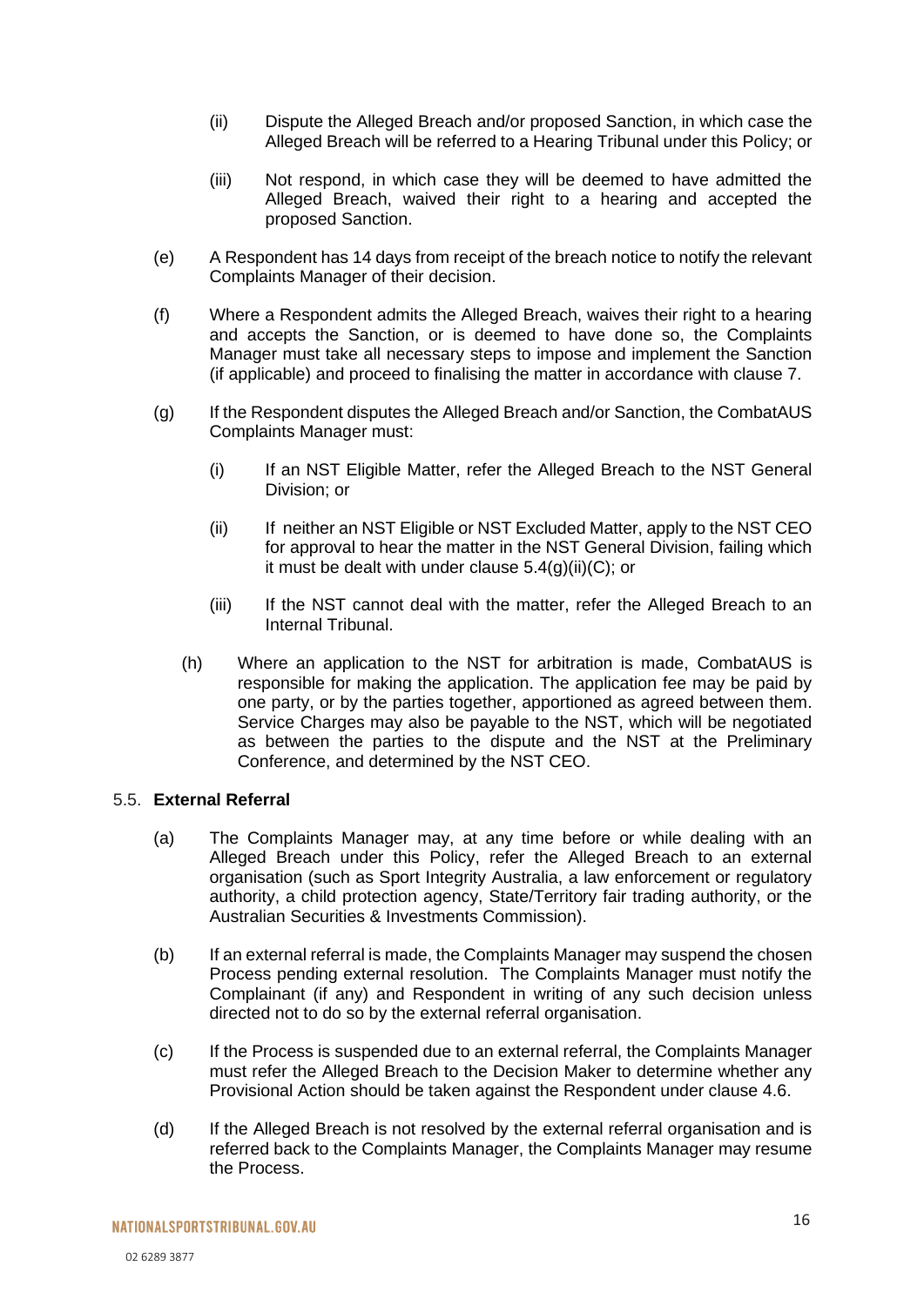(ii) Dispute the Alleged Breach and/or proposed Sanction, in which case the Alleged Breach will be referred to a Hearing Tribunal under this Policy; or

(iii) Not respond, in which case they will be deemed to have admitted the Alleged Breach, waived their right to a hearing and accepted the proposed Sanction.

(e) A Respondent has 14 days from receipt of the breach notice to notify the relevant Complaints Manager of their decision.

(f) Where a Respondent admits the Alleged Breach, waives their right to a hearing and accepts the Sanction, or is deemed to have done so, the Complaints Manager must take all necessary steps to impose and implement the Sanction (if applicable) and proceed to finalising the matter in accordance with clause 7.

(g) If the Respondent disputes the Alleged Breach and/or Sanction, the CombatAUS Complaints Manager must:

(i) If an NST Eligible Matter, refer the Alleged Breach to the NST General Division; or

(ii) If neither an NST Eligible or NST Excluded Matter, apply to the NST CEO for approval to hear the matter in the NST General Division, failing which it must be dealt with under clause 5.4(g)(ii)(C); or

(iii) If the NST cannot deal with the matter, refer the Alleged Breach to an Internal Tribunal.

(h) Where an application to the NST for arbitration is made, CombatAUS is responsible for making the application. The application fee may be paid by one party, or by the parties together, apportioned as agreed between them. Service Charges may also be payable to the NST, which will be negotiated as between the parties to the dispute and the NST at the Preliminary Conference, and determined by the NST CEO.

### 5.5. External Referral

(a) The Complaints Manager may, at any time before or while dealing with an Alleged Breach under this Policy, refer the Alleged Breach to an external organisation (such as Sport Integrity Australia, a law enforcement or regulatory authority, a child protection agency, State/Territory fair trading authority, or the Australian Securities & Investments Commission).

(b) If an external referral is made, the Complaints Manager may suspend the chosen Process pending external resolution. The Complaints Manager must notify the Complainant (if any) and Respondent in writing of any such decision unless directed not to do so by the external referral organisation.

(c) If the Process is suspended due to an external referral, the Complaints Manager must refer the Alleged Breach to the Decision Maker to determine whether any Provisional Action should be taken against the Respondent under clause 4.6.

(d) If the Alleged Breach is not resolved by the external referral organisation and is referred back to the Complaints Manager, the Complaints Manager may resume the Process.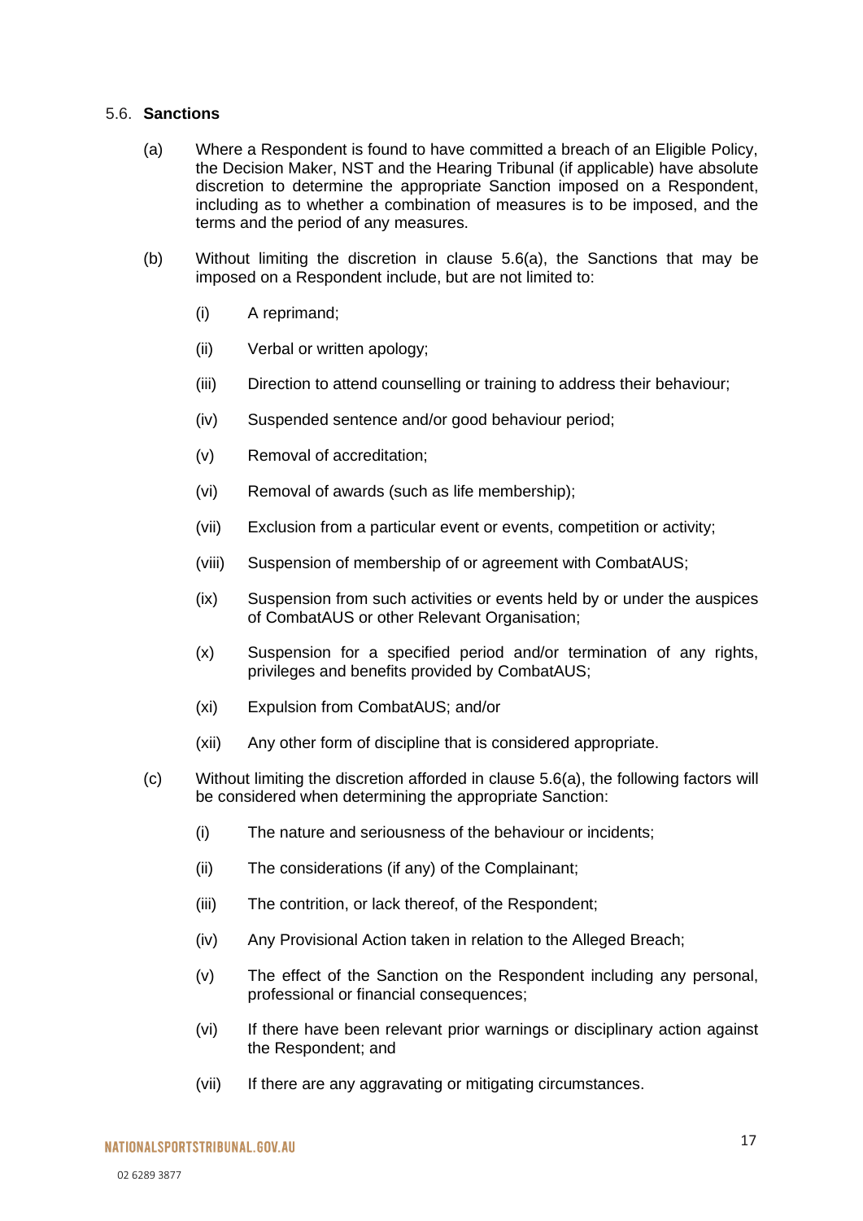### 5.6. **Sanctions**

(a) Where a Respondent is found to have committed a breach of an Eligible Policy, the Decision Maker, NST and the Hearing Tribunal (if applicable) have absolute discretion to determine the appropriate Sanction imposed on a Respondent, including as to whether a combination of measures is to be imposed, and the terms and the period of any measures.

(b) Without limiting the discretion in clause 5.6(a), the Sanctions that may be imposed on a Respondent include, but are not limited to:

  (i) A reprimand;

  (ii) Verbal or written apology;

  (iii) Direction to attend counselling or training to address their behaviour;

  (iv) Suspended sentence and/or good behaviour period;

  (v) Removal of accreditation;

  (vi) Removal of awards (such as life membership);

  (vii) Exclusion from a particular event or events, competition or activity;

  (viii) Suspension of membership of or agreement with CombatAUS;

  (ix) Suspension from such activities or events held by or under the auspices of CombatAUS or other Relevant Organisation;

  (x) Suspension for a specified period and/or termination of any rights, privileges and benefits provided by CombatAUS;

  (xi) Expulsion from CombatAUS; and/or

  (xii) Any other form of discipline that is considered appropriate.

(c) Without limiting the discretion afforded in clause 5.6(a), the following factors will be considered when determining the appropriate Sanction:

  (i) The nature and seriousness of the behaviour or incidents;

  (ii) The considerations (if any) of the Complainant;

  (iii) The contrition, or lack thereof, of the Respondent;

  (iv) Any Provisional Action taken in relation to the Alleged Breach;

  (v) The effect of the Sanction on the Respondent including any personal, professional or financial consequences;

  (vi) If there have been relevant prior warnings or disciplinary action against the Respondent; and

  (vii) If there are any aggravating or mitigating circumstances.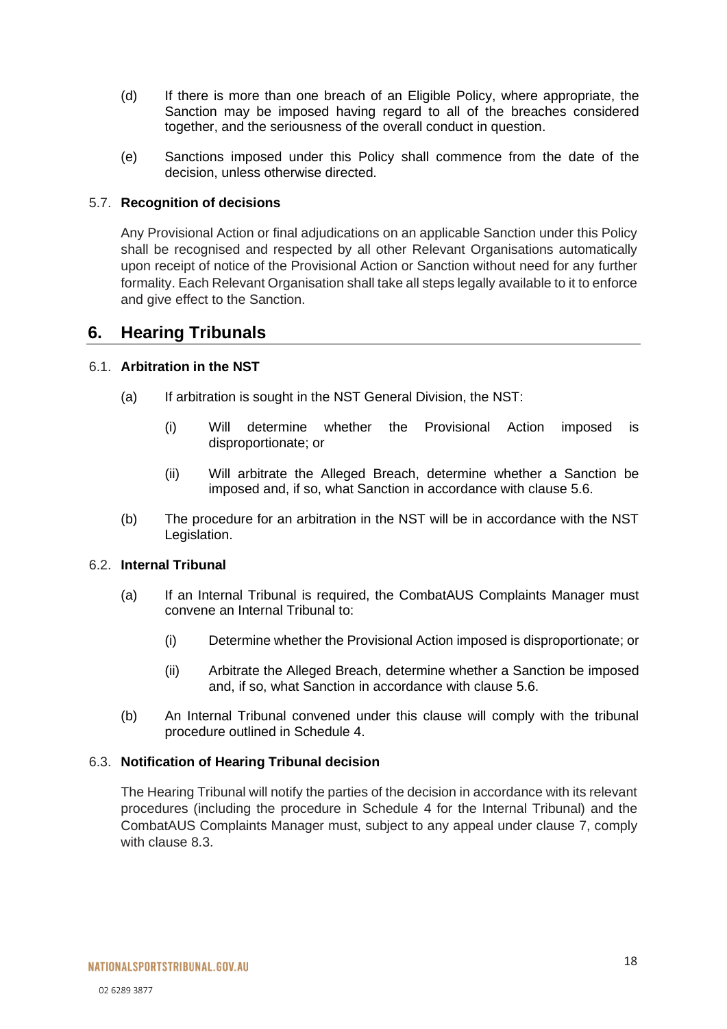(d) If there is more than one breach of an Eligible Policy, where appropriate, the Sanction may be imposed having regard to all of the breaches considered together, and the seriousness of the overall conduct in question.

(e) Sanctions imposed under this Policy shall commence from the date of the decision, unless otherwise directed.

### 5.7. Recognition of decisions

Any Provisional Action or final adjudications on an applicable Sanction under this Policy shall be recognised and respected by all other Relevant Organisations automatically upon receipt of notice of the Provisional Action or Sanction without need for any further formality. Each Relevant Organisation shall take all steps legally available to it to enforce and give effect to the Sanction.

## 6. Hearing Tribunals

### 6.1. Arbitration in the NST

(a) If arbitration is sought in the NST General Division, the NST:

  (i) Will determine whether the Provisional Action imposed is disproportionate; or

  (ii) Will arbitrate the Alleged Breach, determine whether a Sanction be imposed and, if so, what Sanction in accordance with clause 5.6.

(b) The procedure for an arbitration in the NST will be in accordance with the NST Legislation.

### 6.2. Internal Tribunal

(a) If an Internal Tribunal is required, the CombatAUS Complaints Manager must convene an Internal Tribunal to:

  (i) Determine whether the Provisional Action imposed is disproportionate; or

  (ii) Arbitrate the Alleged Breach, determine whether a Sanction be imposed and, if so, what Sanction in accordance with clause 5.6.

(b) An Internal Tribunal convened under this clause will comply with the tribunal procedure outlined in Schedule 4.

### 6.3. Notification of Hearing Tribunal decision

The Hearing Tribunal will notify the parties of the decision in accordance with its relevant procedures (including the procedure in Schedule 4 for the Internal Tribunal) and the CombatAUS Complaints Manager must, subject to any appeal under clause 7, comply with clause 8.3.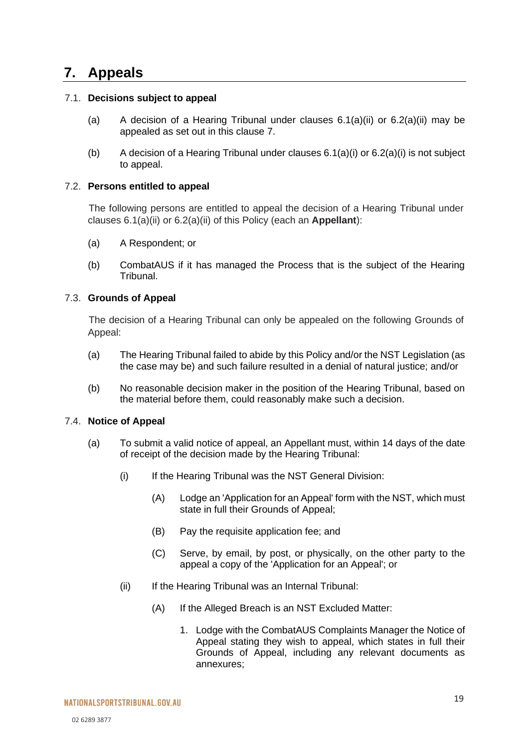# 7. Appeals

## 7.1. Decisions subject to appeal

(a) A decision of a Hearing Tribunal under clauses 6.1(a)(ii) or 6.2(a)(ii) may be appealed as set out in this clause 7.

(b) A decision of a Hearing Tribunal under clauses 6.1(a)(i) or 6.2(a)(i) is not subject to appeal.

## 7.2. Persons entitled to appeal

The following persons are entitled to appeal the decision of a Hearing Tribunal under clauses 6.1(a)(ii) or 6.2(a)(ii) of this Policy (each an **Appellant**):

(a) A Respondent; or

(b) CombatAUS if it has managed the Process that is the subject of the Hearing Tribunal.

## 7.3. Grounds of Appeal

The decision of a Hearing Tribunal can only be appealed on the following Grounds of Appeal:

(a) The Hearing Tribunal failed to abide by this Policy and/or the NST Legislation (as the case may be) and such failure resulted in a denial of natural justice; and/or

(b) No reasonable decision maker in the position of the Hearing Tribunal, based on the material before them, could reasonably make such a decision.

## 7.4. Notice of Appeal

(a) To submit a valid notice of appeal, an Appellant must, within 14 days of the date of receipt of the decision made by the Hearing Tribunal:

(i) If the Hearing Tribunal was the NST General Division:

(A) Lodge an 'Application for an Appeal' form with the NST, which must state in full their Grounds of Appeal;

(B) Pay the requisite application fee; and

(C) Serve, by email, by post, or physically, on the other party to the appeal a copy of the 'Application for an Appeal'; or

(ii) If the Hearing Tribunal was an Internal Tribunal:

(A) If the Alleged Breach is an NST Excluded Matter:

1. Lodge with the CombatAUS Complaints Manager the Notice of Appeal stating they wish to appeal, which states in full their Grounds of Appeal, including any relevant documents as annexures;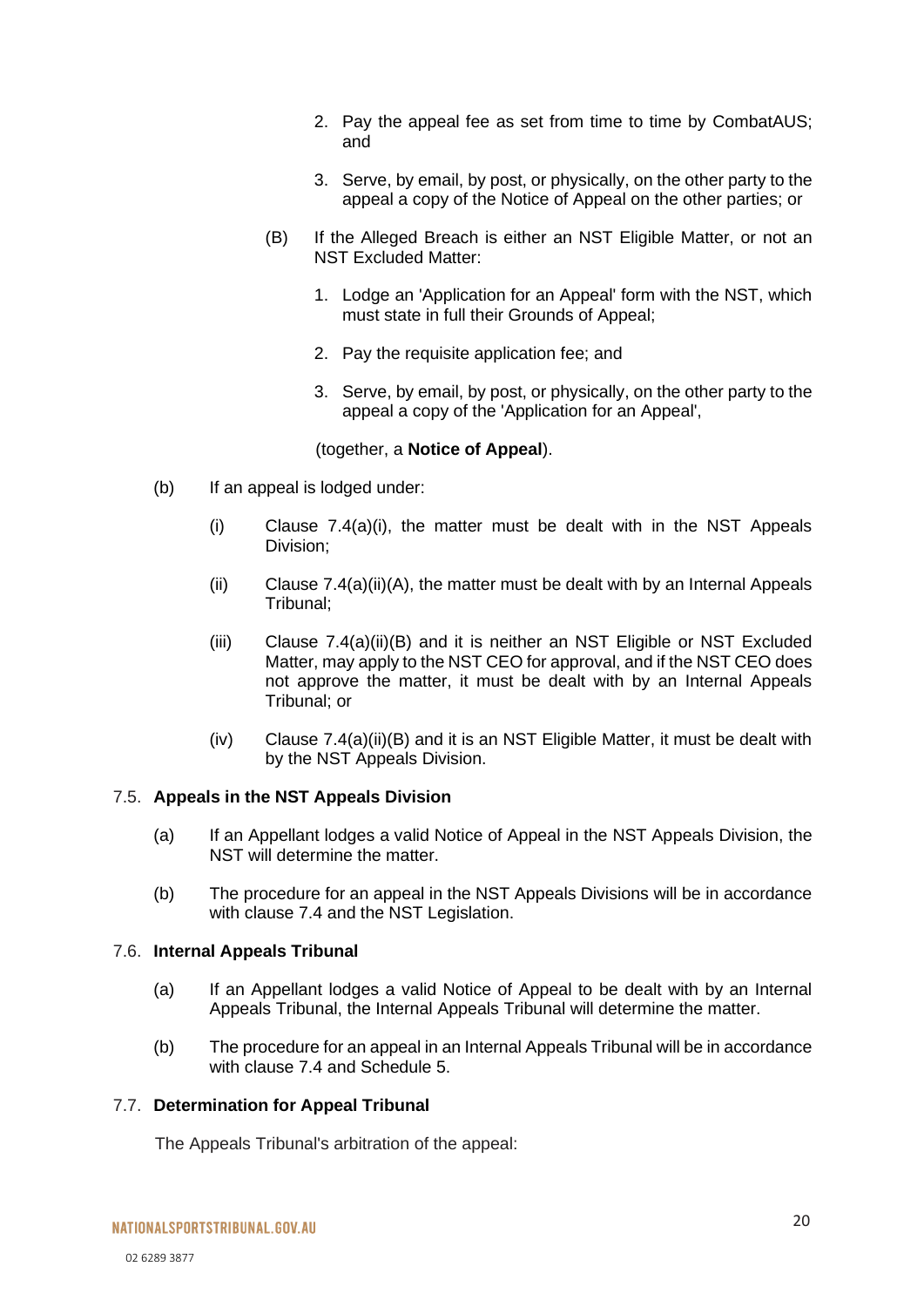2. Pay the appeal fee as set from time to time by CombatAUS; and

3. Serve, by email, by post, or physically, on the other party to the appeal a copy of the Notice of Appeal on the other parties; or

(B) If the Alleged Breach is either an NST Eligible Matter, or not an NST Excluded Matter:

1. Lodge an 'Application for an Appeal' form with the NST, which must state in full their Grounds of Appeal;

2. Pay the requisite application fee; and

3. Serve, by email, by post, or physically, on the other party to the appeal a copy of the 'Application for an Appeal',

(together, a **Notice of Appeal**).

(b) If an appeal is lodged under:

(i) Clause 7.4(a)(i), the matter must be dealt with in the NST Appeals Division;

(ii) Clause 7.4(a)(ii)(A), the matter must be dealt with by an Internal Appeals Tribunal;

(iii) Clause 7.4(a)(ii)(B) and it is neither an NST Eligible or NST Excluded Matter, may apply to the NST CEO for approval, and if the NST CEO does not approve the matter, it must be dealt with by an Internal Appeals Tribunal; or

(iv) Clause 7.4(a)(ii)(B) and it is an NST Eligible Matter, it must be dealt with by the NST Appeals Division.

### 7.5. **Appeals in the NST Appeals Division**

(a) If an Appellant lodges a valid Notice of Appeal in the NST Appeals Division, the NST will determine the matter.

(b) The procedure for an appeal in the NST Appeals Divisions will be in accordance with clause 7.4 and the NST Legislation.

### 7.6. **Internal Appeals Tribunal**

(a) If an Appellant lodges a valid Notice of Appeal to be dealt with by an Internal Appeals Tribunal, the Internal Appeals Tribunal will determine the matter.

(b) The procedure for an appeal in an Internal Appeals Tribunal will be in accordance with clause 7.4 and Schedule 5.

### 7.7. **Determination for Appeal Tribunal**

The Appeals Tribunal's arbitration of the appeal: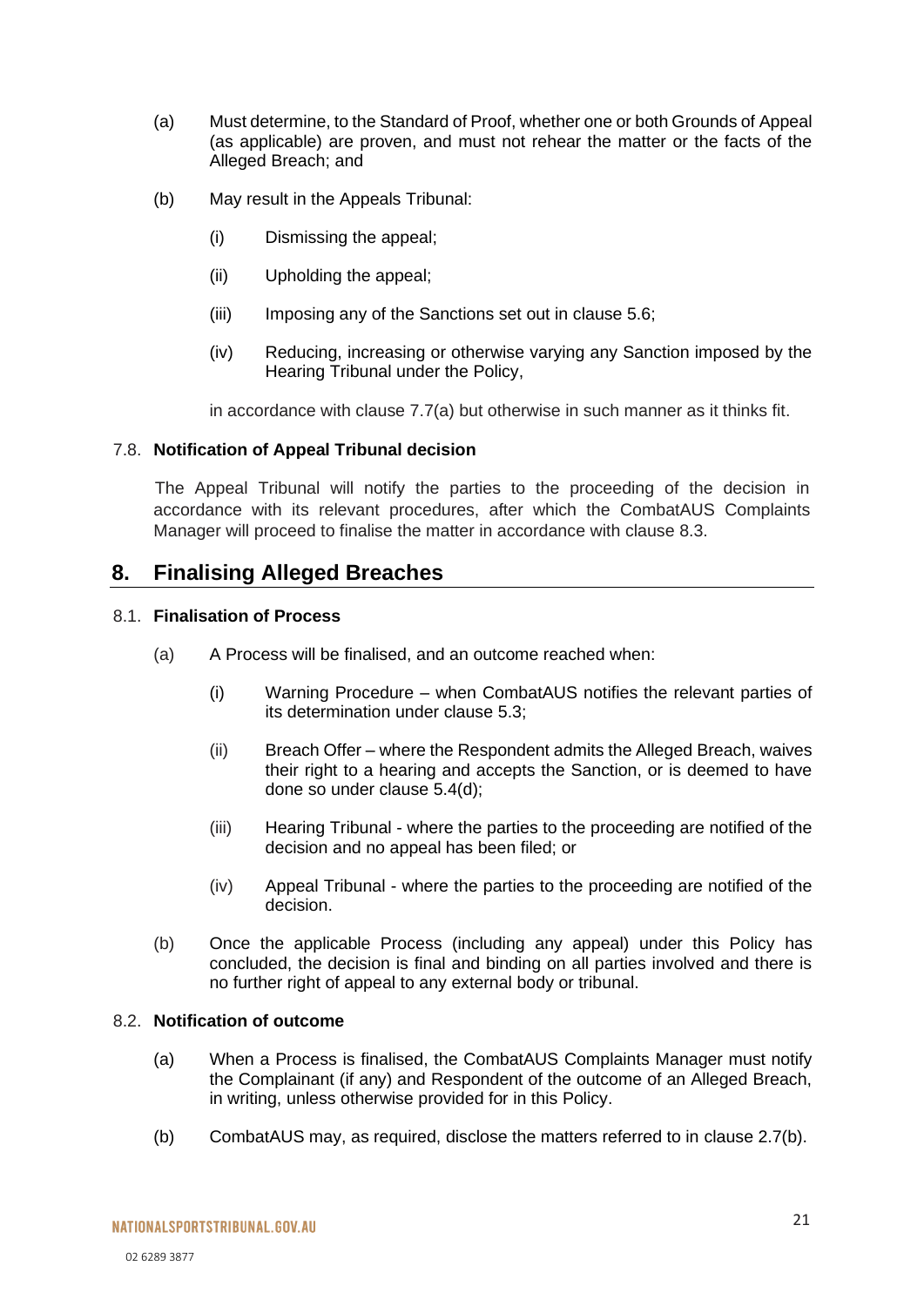(a) Must determine, to the Standard of Proof, whether one or both Grounds of Appeal (as applicable) are proven, and must not rehear the matter or the facts of the Alleged Breach; and

(b) May result in the Appeals Tribunal:

   (i) Dismissing the appeal;

   (ii) Upholding the appeal;

   (iii) Imposing any of the Sanctions set out in clause 5.6;

   (iv) Reducing, increasing or otherwise varying any Sanction imposed by the Hearing Tribunal under the Policy,

   in accordance with clause 7.7(a) but otherwise in such manner as it thinks fit.

### 7.8. Notification of Appeal Tribunal decision

The Appeal Tribunal will notify the parties to the proceeding of the decision in accordance with its relevant procedures, after which the CombatAUS Complaints Manager will proceed to finalise the matter in accordance with clause 8.3.

## 8. Finalising Alleged Breaches

### 8.1. Finalisation of Process

(a) A Process will be finalised, and an outcome reached when:

   (i) Warning Procedure – when CombatAUS notifies the relevant parties of its determination under clause 5.3;

   (ii) Breach Offer – where the Respondent admits the Alleged Breach, waives their right to a hearing and accepts the Sanction, or is deemed to have done so under clause 5.4(d);

   (iii) Hearing Tribunal - where the parties to the proceeding are notified of the decision and no appeal has been filed; or

   (iv) Appeal Tribunal - where the parties to the proceeding are notified of the decision.

(b) Once the applicable Process (including any appeal) under this Policy has concluded, the decision is final and binding on all parties involved and there is no further right of appeal to any external body or tribunal.

### 8.2. Notification of outcome

(a) When a Process is finalised, the CombatAUS Complaints Manager must notify the Complainant (if any) and Respondent of the outcome of an Alleged Breach, in writing, unless otherwise provided for in this Policy.

(b) CombatAUS may, as required, disclose the matters referred to in clause 2.7(b).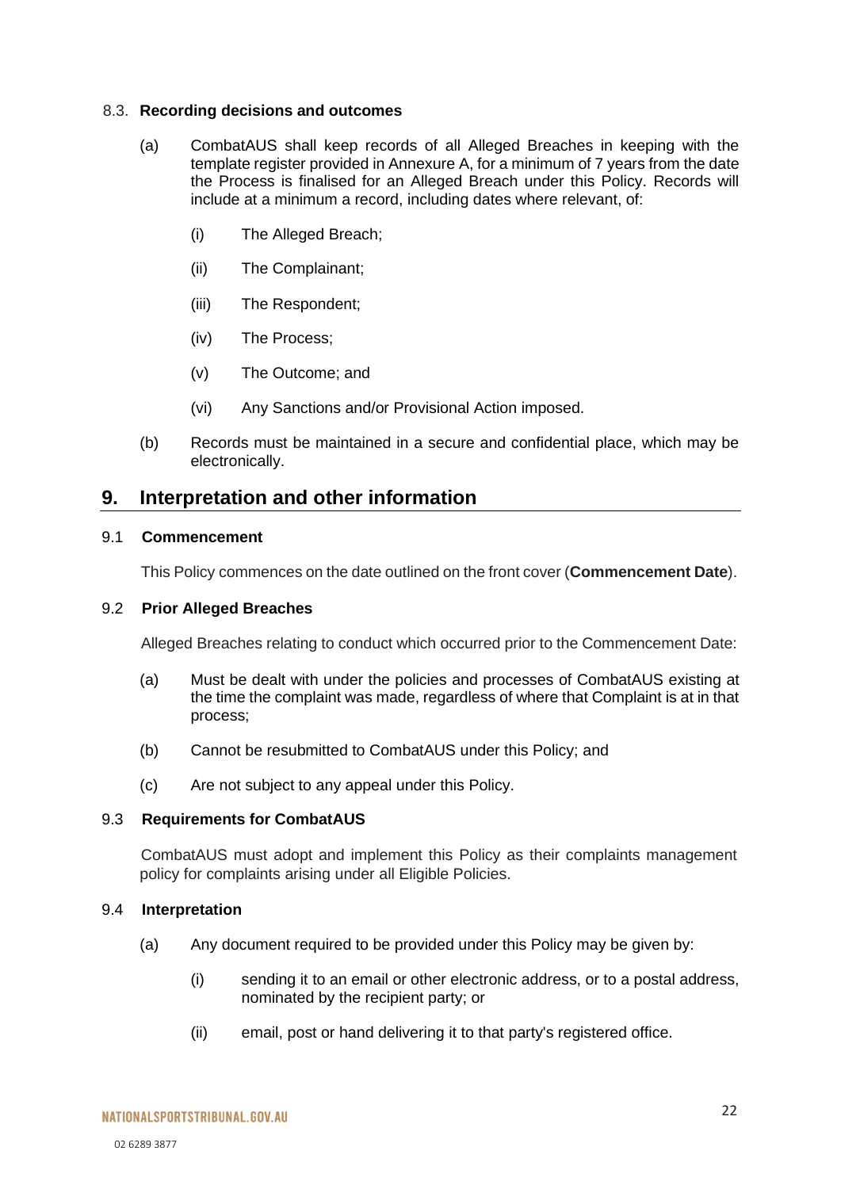### 8.3. Recording decisions and outcomes

(a) CombatAUS shall keep records of all Alleged Breaches in keeping with the template register provided in Annexure A, for a minimum of 7 years from the date the Process is finalised for an Alleged Breach under this Policy. Records will include at a minimum a record, including dates where relevant, of:

   (i) The Alleged Breach;

   (ii) The Complainant;

   (iii) The Respondent;

   (iv) The Process;

   (v) The Outcome; and

   (vi) Any Sanctions and/or Provisional Action imposed.

(b) Records must be maintained in a secure and confidential place, which may be electronically.

## 9. Interpretation and other information

### 9.1 Commencement

This Policy commences on the date outlined on the front cover (**Commencement Date**).

### 9.2 Prior Alleged Breaches

Alleged Breaches relating to conduct which occurred prior to the Commencement Date:

(a) Must be dealt with under the policies and processes of CombatAUS existing at the time the complaint was made, regardless of where that Complaint is at in that process;

(b) Cannot be resubmitted to CombatAUS under this Policy; and

(c) Are not subject to any appeal under this Policy.

### 9.3 Requirements for CombatAUS

CombatAUS must adopt and implement this Policy as their complaints management policy for complaints arising under all Eligible Policies.

### 9.4 Interpretation

(a) Any document required to be provided under this Policy may be given by:

   (i) sending it to an email or other electronic address, or to a postal address, nominated by the recipient party; or

   (ii) email, post or hand delivering it to that party's registered office.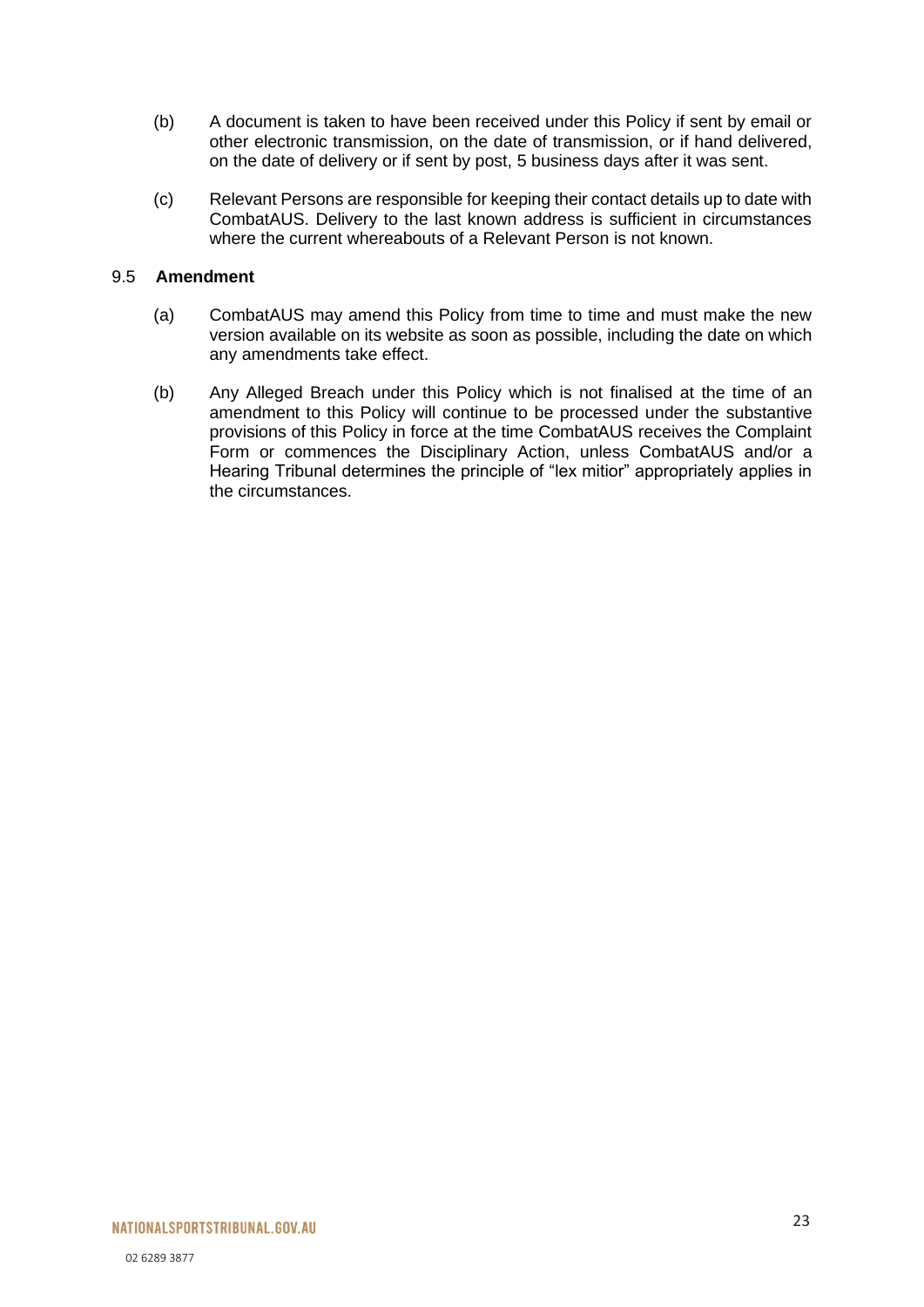(b) A document is taken to have been received under this Policy if sent by email or other electronic transmission, on the date of transmission, or if hand delivered, on the date of delivery or if sent by post, 5 business days after it was sent.

(c) Relevant Persons are responsible for keeping their contact details up to date with CombatAUS. Delivery to the last known address is sufficient in circumstances where the current whereabouts of a Relevant Person is not known.

9.5 **Amendment**

(a) CombatAUS may amend this Policy from time to time and must make the new version available on its website as soon as possible, including the date on which any amendments take effect.

(b) Any Alleged Breach under this Policy which is not finalised at the time of an amendment to this Policy will continue to be processed under the substantive provisions of this Policy in force at the time CombatAUS receives the Complaint Form or commences the Disciplinary Action, unless CombatAUS and/or a Hearing Tribunal determines the principle of "lex mitior" appropriately applies in the circumstances.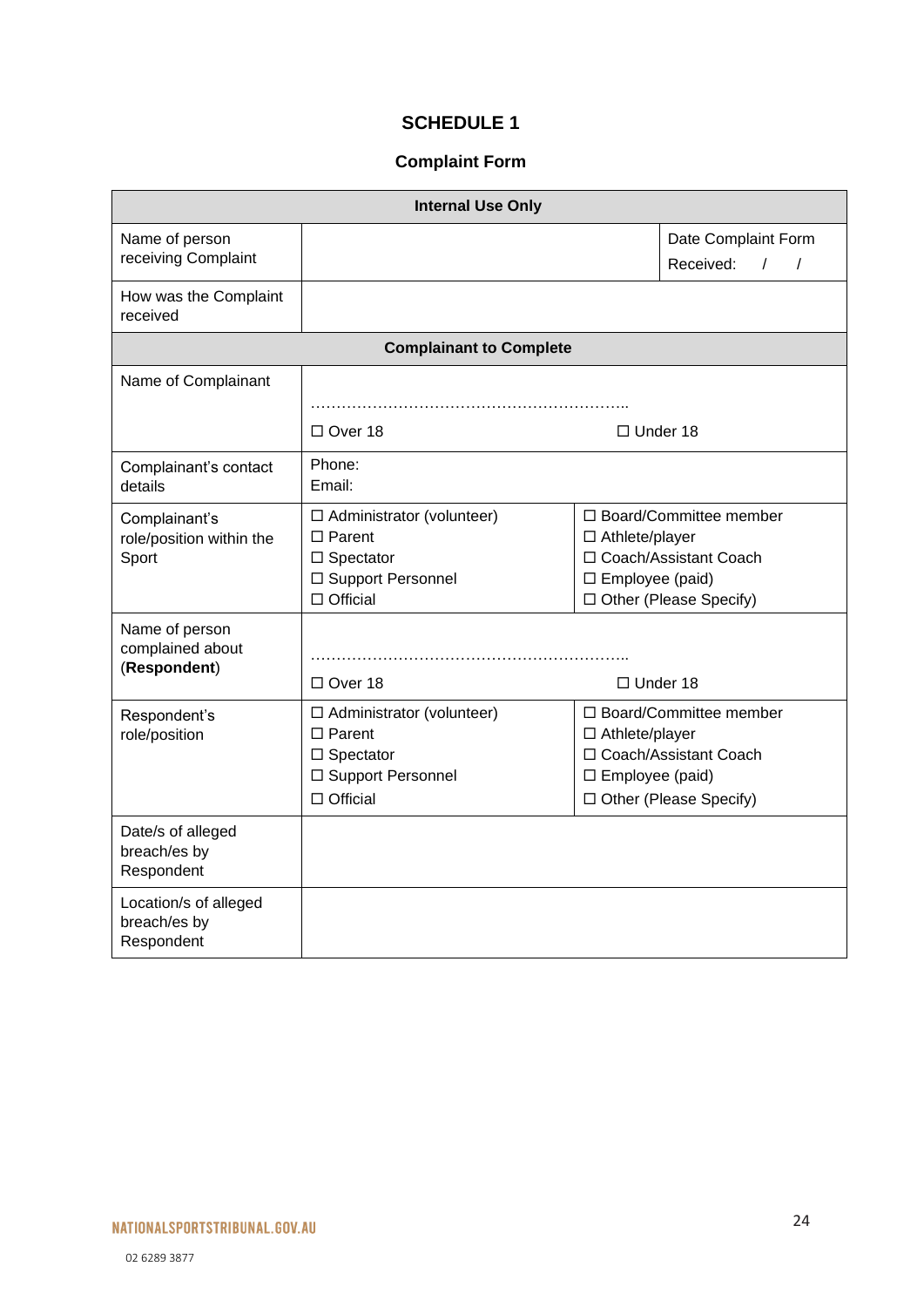# SCHEDULE 1

## Complaint Form

| Internal Use Only | | | |
|---|---|---|---|
| Name of person receiving Complaint | | | Date Complaint Form Received: / / |
| How was the Complaint received | | | |
| **Complainant to Complete** | | | |
| Name of Complainant | ……………………………………………………..<br>☐ Over 18 | ☐ Under 18 | |
| Complainant's contact details | Phone:<br>Email: | | |
| Complainant's role/position within the Sport | ☐ Administrator (volunteer)<br>☐ Parent<br>☐ Spectator<br>☐ Support Personnel<br>☐ Official | ☐ Board/Committee member<br>☐ Athlete/player<br>☐ Coach/Assistant Coach<br>☐ Employee (paid)<br>☐ Other (Please Specify) | |
| Name of person complained about (**Respondent**) | ……………………………………………………..<br>☐ Over 18 | ☐ Under 18 | |
| Respondent's role/position | ☐ Administrator (volunteer)<br>☐ Parent<br>☐ Spectator<br>☐ Support Personnel<br>☐ Official | ☐ Board/Committee member<br>☐ Athlete/player<br>☐ Coach/Assistant Coach<br>☐ Employee (paid)<br>☐ Other (Please Specify) | |
| Date/s of alleged breach/es by Respondent | | | |
| Location/s of alleged breach/es by Respondent | | | |

NATIONALSPORTSTRIBUNAL.GOV.AU

02 6289 3877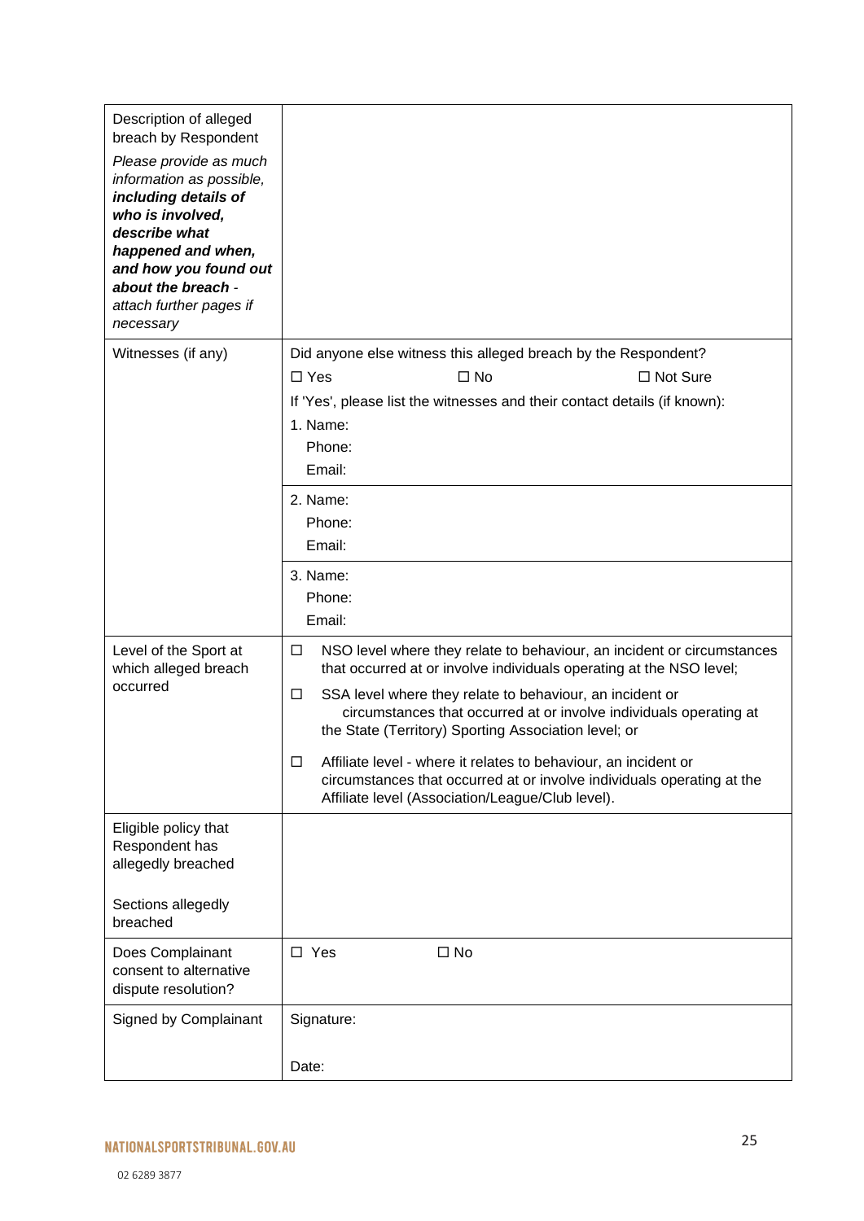| | |
|---|---|
| Description of alleged breach by Respondent<br>*Please provide as much information as possible,* ***including details of who is involved, describe what happened and when, and how you found out about the breach*** *- attach further pages if necessary* | |
| Witnesses (if any) | Did anyone else witness this alleged breach by the Respondent?<br>☐ Yes ☐ No ☐ Not Sure<br>If 'Yes', please list the witnesses and their contact details (if known):<br>1. Name:<br>Phone:<br>Email: |
| | 2. Name:<br>Phone:<br>Email: |
| | 3. Name:<br>Phone:<br>Email: |
| Level of the Sport at which alleged breach occurred | ☐ NSO level where they relate to behaviour, an incident or circumstances that occurred at or involve individuals operating at the NSO level;<br>☐ SSA level where they relate to behaviour, an incident or circumstances that occurred at or involve individuals operating at the State (Territory) Sporting Association level; or<br>☐ Affiliate level - where it relates to behaviour, an incident or circumstances that occurred at or involve individuals operating at the Affiliate level (Association/League/Club level). |
| Eligible policy that Respondent has allegedly breached<br><br>Sections allegedly breached | |
| Does Complainant consent to alternative dispute resolution? | ☐ Yes ☐ No |
| Signed by Complainant | Signature:<br><br>Date: |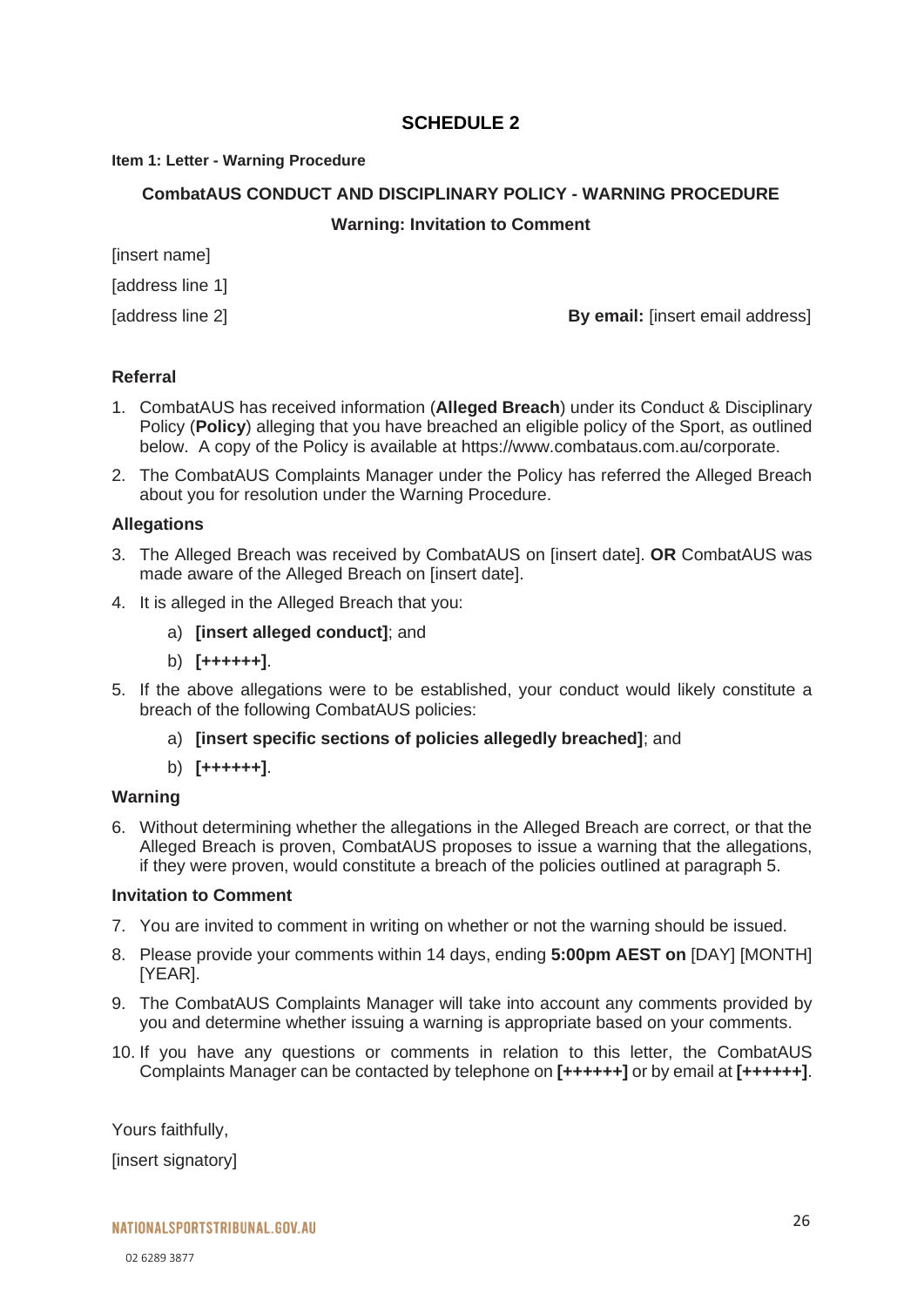# SCHEDULE 2

**Item 1: Letter - Warning Procedure**

**CombatAUS CONDUCT AND DISCIPLINARY POLICY - WARNING PROCEDURE**

**Warning: Invitation to Comment**

[insert name]

[address line 1]

[address line 2]

**By email:** [insert email address]

**Referral**

1. CombatAUS has received information (**Alleged Breach**) under its Conduct & Disciplinary Policy (**Policy**) alleging that you have breached an eligible policy of the Sport, as outlined below. A copy of the Policy is available at https://www.combataus.com.au/corporate.
2. The CombatAUS Complaints Manager under the Policy has referred the Alleged Breach about you for resolution under the Warning Procedure.

**Allegations**

3. The Alleged Breach was received by CombatAUS on [insert date]. **OR** CombatAUS was made aware of the Alleged Breach on [insert date].
4. It is alleged in the Alleged Breach that you:
   a) **[insert alleged conduct]**; and
   b) **[++++++]**.
5. If the above allegations were to be established, your conduct would likely constitute a breach of the following CombatAUS policies:
   a) **[insert specific sections of policies allegedly breached]**; and
   b) **[++++++]**.

**Warning**

6. Without determining whether the allegations in the Alleged Breach are correct, or that the Alleged Breach is proven, CombatAUS proposes to issue a warning that the allegations, if they were proven, would constitute a breach of the policies outlined at paragraph 5.

**Invitation to Comment**

7. You are invited to comment in writing on whether or not the warning should be issued.
8. Please provide your comments within 14 days, ending **5:00pm AEST on** [DAY] [MONTH] [YEAR].
9. The CombatAUS Complaints Manager will take into account any comments provided by you and determine whether issuing a warning is appropriate based on your comments.
10. If you have any questions or comments in relation to this letter, the CombatAUS Complaints Manager can be contacted by telephone on **[++++++]** or by email at **[++++++]**.

Yours faithfully,

[insert signatory]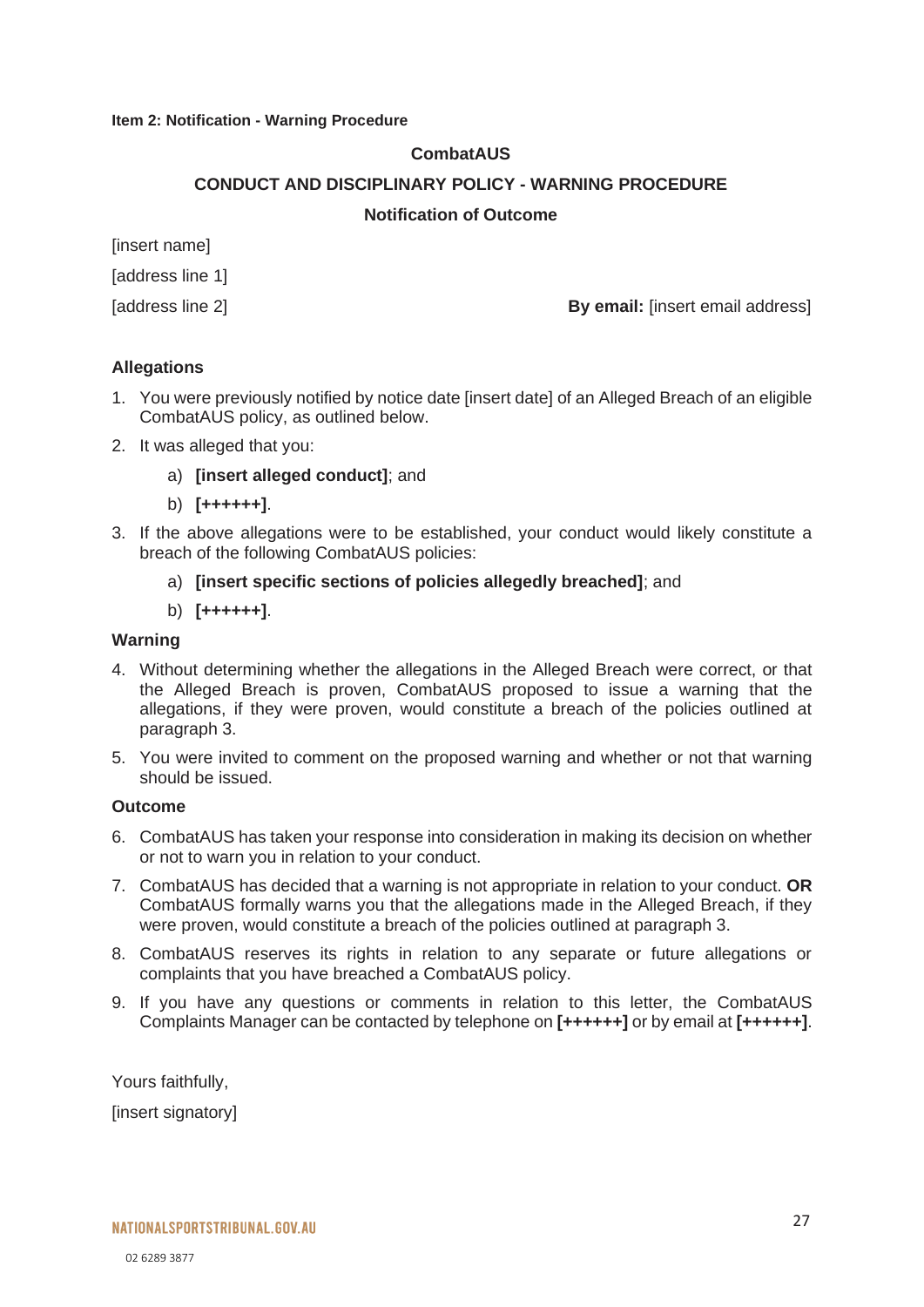**Item 2: Notification - Warning Procedure**

**CombatAUS**

**CONDUCT AND DISCIPLINARY POLICY - WARNING PROCEDURE**

**Notification of Outcome**

[insert name]

[address line 1]

[address line 2]

**By email:** [insert email address]

**Allegations**

1. You were previously notified by notice date [insert date] of an Alleged Breach of an eligible CombatAUS policy, as outlined below.
2. It was alleged that you:
    a) **[insert alleged conduct]**; and
    b) **[++++++]**.
3. If the above allegations were to be established, your conduct would likely constitute a breach of the following CombatAUS policies:
    a) **[insert specific sections of policies allegedly breached]**; and
    b) **[++++++]**.

**Warning**

4. Without determining whether the allegations in the Alleged Breach were correct, or that the Alleged Breach is proven, CombatAUS proposed to issue a warning that the allegations, if they were proven, would constitute a breach of the policies outlined at paragraph 3.
5. You were invited to comment on the proposed warning and whether or not that warning should be issued.

**Outcome**

6. CombatAUS has taken your response into consideration in making its decision on whether or not to warn you in relation to your conduct.
7. CombatAUS has decided that a warning is not appropriate in relation to your conduct. **OR** CombatAUS formally warns you that the allegations made in the Alleged Breach, if they were proven, would constitute a breach of the policies outlined at paragraph 3.
8. CombatAUS reserves its rights in relation to any separate or future allegations or complaints that you have breached a CombatAUS policy.
9. If you have any questions or comments in relation to this letter, the CombatAUS Complaints Manager can be contacted by telephone on **[++++++]** or by email at **[++++++]**.

Yours faithfully,

[insert signatory]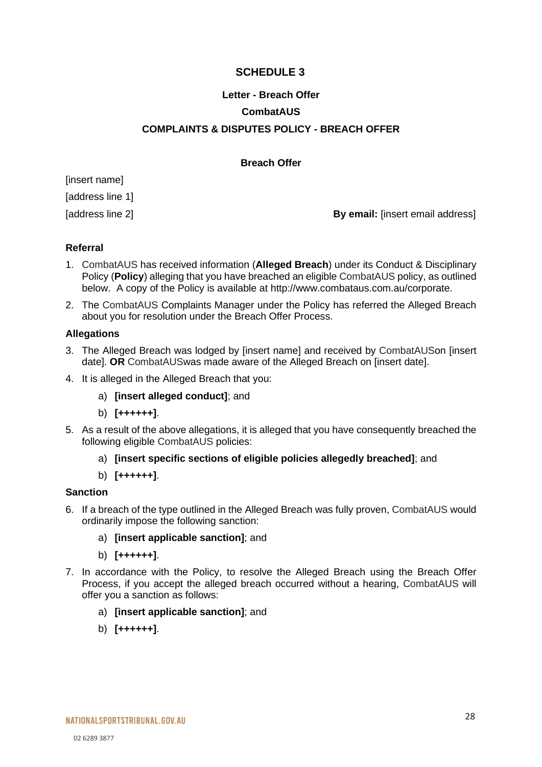# SCHEDULE 3

## Letter - Breach Offer

## CombatAUS

## COMPLAINTS & DISPUTES POLICY - BREACH OFFER

**Breach Offer**

[insert name]

[address line 1]

[address line 2]

**By email:** [insert email address]

**Referral**

1. CombatAUS has received information (**Alleged Breach**) under its Conduct & Disciplinary Policy (**Policy**) alleging that you have breached an eligible CombatAUS policy, as outlined below. A copy of the Policy is available at http://www.combataus.com.au/corporate.
2. The CombatAUS Complaints Manager under the Policy has referred the Alleged Breach about you for resolution under the Breach Offer Process.

**Allegations**

3. The Alleged Breach was lodged by [insert name] and received by CombatAUSon [insert date]. **OR** CombatAUSwas made aware of the Alleged Breach on [insert date].
4. It is alleged in the Alleged Breach that you:
   a) **[insert alleged conduct]**; and
   b) **[++++++]**.
5. As a result of the above allegations, it is alleged that you have consequently breached the following eligible CombatAUS policies:
   a) **[insert specific sections of eligible policies allegedly breached]**; and
   b) **[++++++]**.

**Sanction**

6. If a breach of the type outlined in the Alleged Breach was fully proven, CombatAUS would ordinarily impose the following sanction:
   a) **[insert applicable sanction]**; and
   b) **[++++++]**.
7. In accordance with the Policy, to resolve the Alleged Breach using the Breach Offer Process, if you accept the alleged breach occurred without a hearing, CombatAUS will offer you a sanction as follows:
   a) **[insert applicable sanction]**; and
   b) **[++++++]**.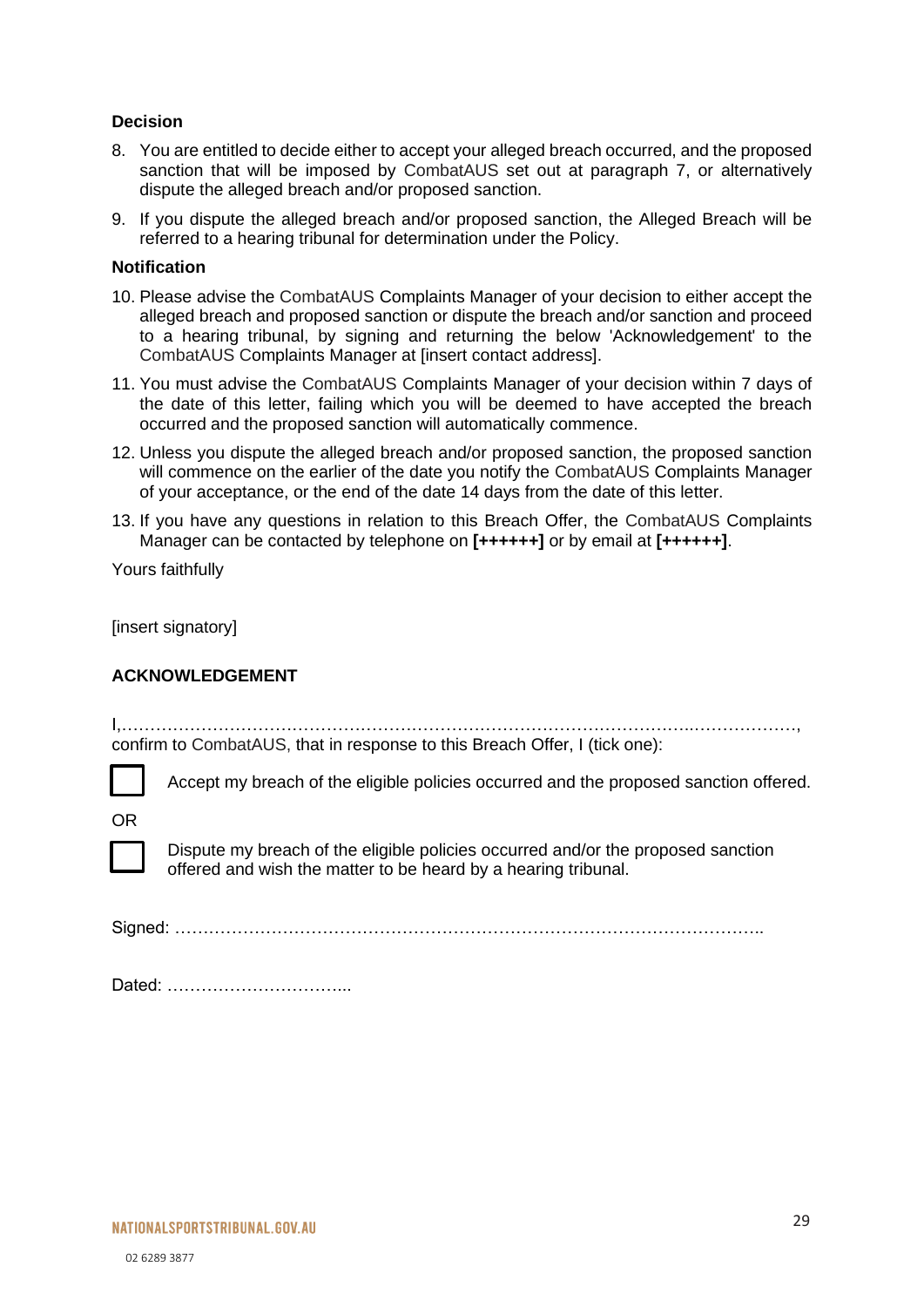**Decision**

8. You are entitled to decide either to accept your alleged breach occurred, and the proposed sanction that will be imposed by CombatAUS set out at paragraph 7, or alternatively dispute the alleged breach and/or proposed sanction.
9. If you dispute the alleged breach and/or proposed sanction, the Alleged Breach will be referred to a hearing tribunal for determination under the Policy.

**Notification**

10. Please advise the CombatAUS Complaints Manager of your decision to either accept the alleged breach and proposed sanction or dispute the breach and/or sanction and proceed to a hearing tribunal, by signing and returning the below 'Acknowledgement' to the CombatAUS Complaints Manager at [insert contact address].
11. You must advise the CombatAUS Complaints Manager of your decision within 7 days of the date of this letter, failing which you will be deemed to have accepted the breach occurred and the proposed sanction will automatically commence.
12. Unless you dispute the alleged breach and/or proposed sanction, the proposed sanction will commence on the earlier of the date you notify the CombatAUS Complaints Manager of your acceptance, or the end of the date 14 days from the date of this letter.
13. If you have any questions in relation to this Breach Offer, the CombatAUS Complaints Manager can be contacted by telephone on **[++++++]** or by email at **[++++++]**.

Yours faithfully

[insert signatory]

**ACKNOWLEDGEMENT**

I,……………………………………………………………………………………………..………………, confirm to CombatAUS, that in response to this Breach Offer, I (tick one):

☐ Accept my breach of the eligible policies occurred and the proposed sanction offered.

OR

☐ Dispute my breach of the eligible policies occurred and/or the proposed sanction offered and wish the matter to be heard by a hearing tribunal.

Signed: …………………………………………………………………………………………..

Dated: …………………………...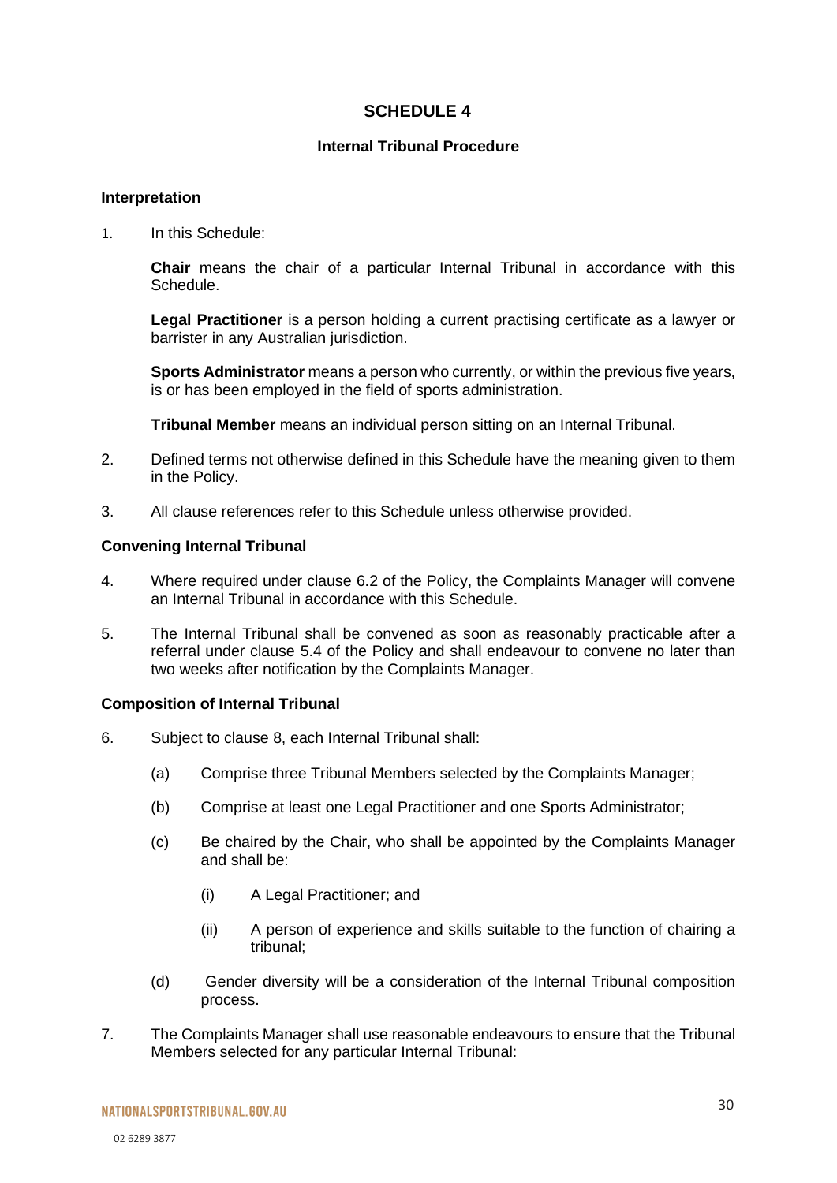# SCHEDULE 4

## Internal Tribunal Procedure

### Interpretation

1. In this Schedule:

   **Chair** means the chair of a particular Internal Tribunal in accordance with this Schedule.

   **Legal Practitioner** is a person holding a current practising certificate as a lawyer or barrister in any Australian jurisdiction.

   **Sports Administrator** means a person who currently, or within the previous five years, is or has been employed in the field of sports administration.

   **Tribunal Member** means an individual person sitting on an Internal Tribunal.

2. Defined terms not otherwise defined in this Schedule have the meaning given to them in the Policy.

3. All clause references refer to this Schedule unless otherwise provided.

### Convening Internal Tribunal

4. Where required under clause 6.2 of the Policy, the Complaints Manager will convene an Internal Tribunal in accordance with this Schedule.

5. The Internal Tribunal shall be convened as soon as reasonably practicable after a referral under clause 5.4 of the Policy and shall endeavour to convene no later than two weeks after notification by the Complaints Manager.

### Composition of Internal Tribunal

6. Subject to clause 8, each Internal Tribunal shall:

   (a) Comprise three Tribunal Members selected by the Complaints Manager;

   (b) Comprise at least one Legal Practitioner and one Sports Administrator;

   (c) Be chaired by the Chair, who shall be appointed by the Complaints Manager and shall be:

      (i) A Legal Practitioner; and

      (ii) A person of experience and skills suitable to the function of chairing a tribunal;

   (d) Gender diversity will be a consideration of the Internal Tribunal composition process.

7. The Complaints Manager shall use reasonable endeavours to ensure that the Tribunal Members selected for any particular Internal Tribunal: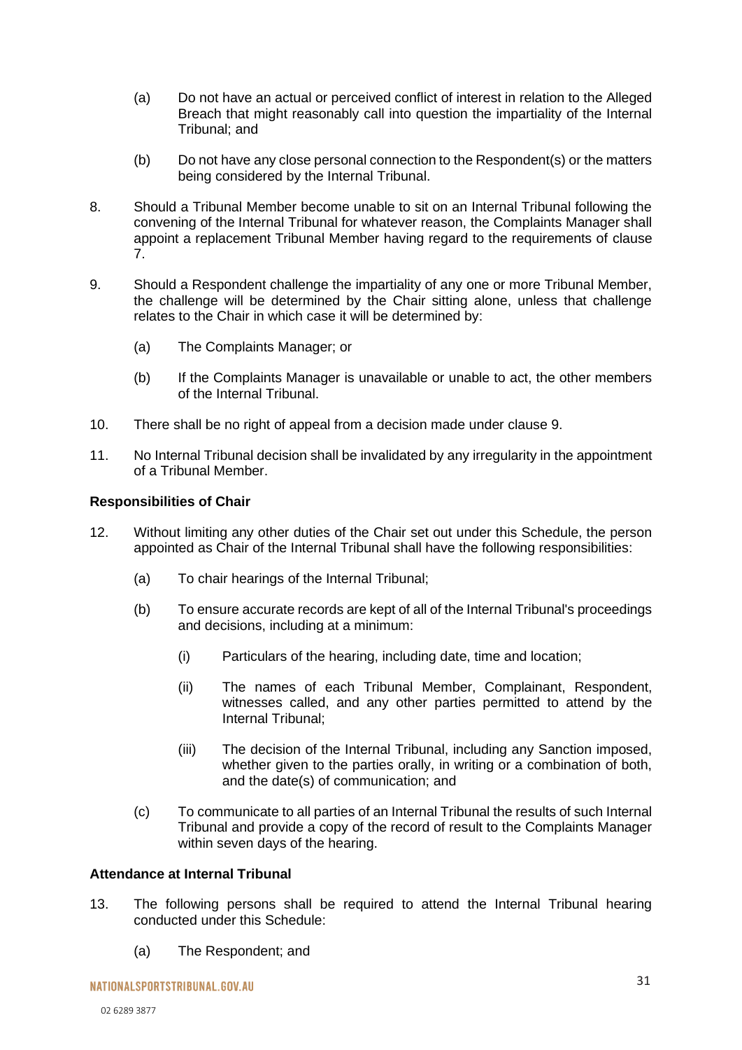(a) Do not have an actual or perceived conflict of interest in relation to the Alleged Breach that might reasonably call into question the impartiality of the Internal Tribunal; and

(b) Do not have any close personal connection to the Respondent(s) or the matters being considered by the Internal Tribunal.

8. Should a Tribunal Member become unable to sit on an Internal Tribunal following the convening of the Internal Tribunal for whatever reason, the Complaints Manager shall appoint a replacement Tribunal Member having regard to the requirements of clause 7.

9. Should a Respondent challenge the impartiality of any one or more Tribunal Member, the challenge will be determined by the Chair sitting alone, unless that challenge relates to the Chair in which case it will be determined by:

   (a) The Complaints Manager; or

   (b) If the Complaints Manager is unavailable or unable to act, the other members of the Internal Tribunal.

10. There shall be no right of appeal from a decision made under clause 9.

11. No Internal Tribunal decision shall be invalidated by any irregularity in the appointment of a Tribunal Member.

**Responsibilities of Chair**

12. Without limiting any other duties of the Chair set out under this Schedule, the person appointed as Chair of the Internal Tribunal shall have the following responsibilities:

   (a) To chair hearings of the Internal Tribunal;

   (b) To ensure accurate records are kept of all of the Internal Tribunal's proceedings and decisions, including at a minimum:

      (i) Particulars of the hearing, including date, time and location;

      (ii) The names of each Tribunal Member, Complainant, Respondent, witnesses called, and any other parties permitted to attend by the Internal Tribunal;

      (iii) The decision of the Internal Tribunal, including any Sanction imposed, whether given to the parties orally, in writing or a combination of both, and the date(s) of communication; and

   (c) To communicate to all parties of an Internal Tribunal the results of such Internal Tribunal and provide a copy of the record of result to the Complaints Manager within seven days of the hearing.

**Attendance at Internal Tribunal**

13. The following persons shall be required to attend the Internal Tribunal hearing conducted under this Schedule:

   (a) The Respondent; and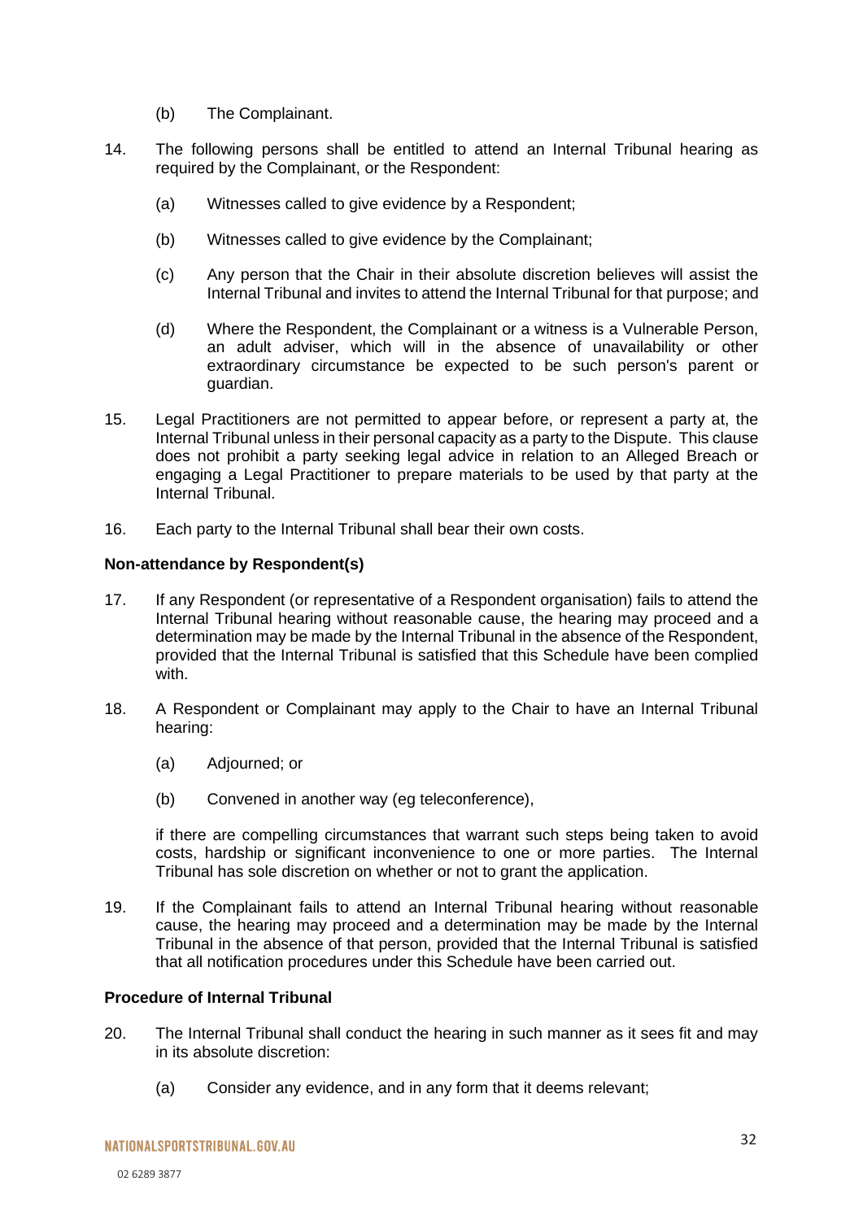(b) The Complainant.

14. The following persons shall be entitled to attend an Internal Tribunal hearing as required by the Complainant, or the Respondent:

    (a) Witnesses called to give evidence by a Respondent;

    (b) Witnesses called to give evidence by the Complainant;

    (c) Any person that the Chair in their absolute discretion believes will assist the Internal Tribunal and invites to attend the Internal Tribunal for that purpose; and

    (d) Where the Respondent, the Complainant or a witness is a Vulnerable Person, an adult adviser, which will in the absence of unavailability or other extraordinary circumstance be expected to be such person's parent or guardian.

15. Legal Practitioners are not permitted to appear before, or represent a party at, the Internal Tribunal unless in their personal capacity as a party to the Dispute. This clause does not prohibit a party seeking legal advice in relation to an Alleged Breach or engaging a Legal Practitioner to prepare materials to be used by that party at the Internal Tribunal.

16. Each party to the Internal Tribunal shall bear their own costs.

**Non-attendance by Respondent(s)**

17. If any Respondent (or representative of a Respondent organisation) fails to attend the Internal Tribunal hearing without reasonable cause, the hearing may proceed and a determination may be made by the Internal Tribunal in the absence of the Respondent, provided that the Internal Tribunal is satisfied that this Schedule have been complied with.

18. A Respondent or Complainant may apply to the Chair to have an Internal Tribunal hearing:

    (a) Adjourned; or

    (b) Convened in another way (eg teleconference),

    if there are compelling circumstances that warrant such steps being taken to avoid costs, hardship or significant inconvenience to one or more parties. The Internal Tribunal has sole discretion on whether or not to grant the application.

19. If the Complainant fails to attend an Internal Tribunal hearing without reasonable cause, the hearing may proceed and a determination may be made by the Internal Tribunal in the absence of that person, provided that the Internal Tribunal is satisfied that all notification procedures under this Schedule have been carried out.

**Procedure of Internal Tribunal**

20. The Internal Tribunal shall conduct the hearing in such manner as it sees fit and may in its absolute discretion:

    (a) Consider any evidence, and in any form that it deems relevant;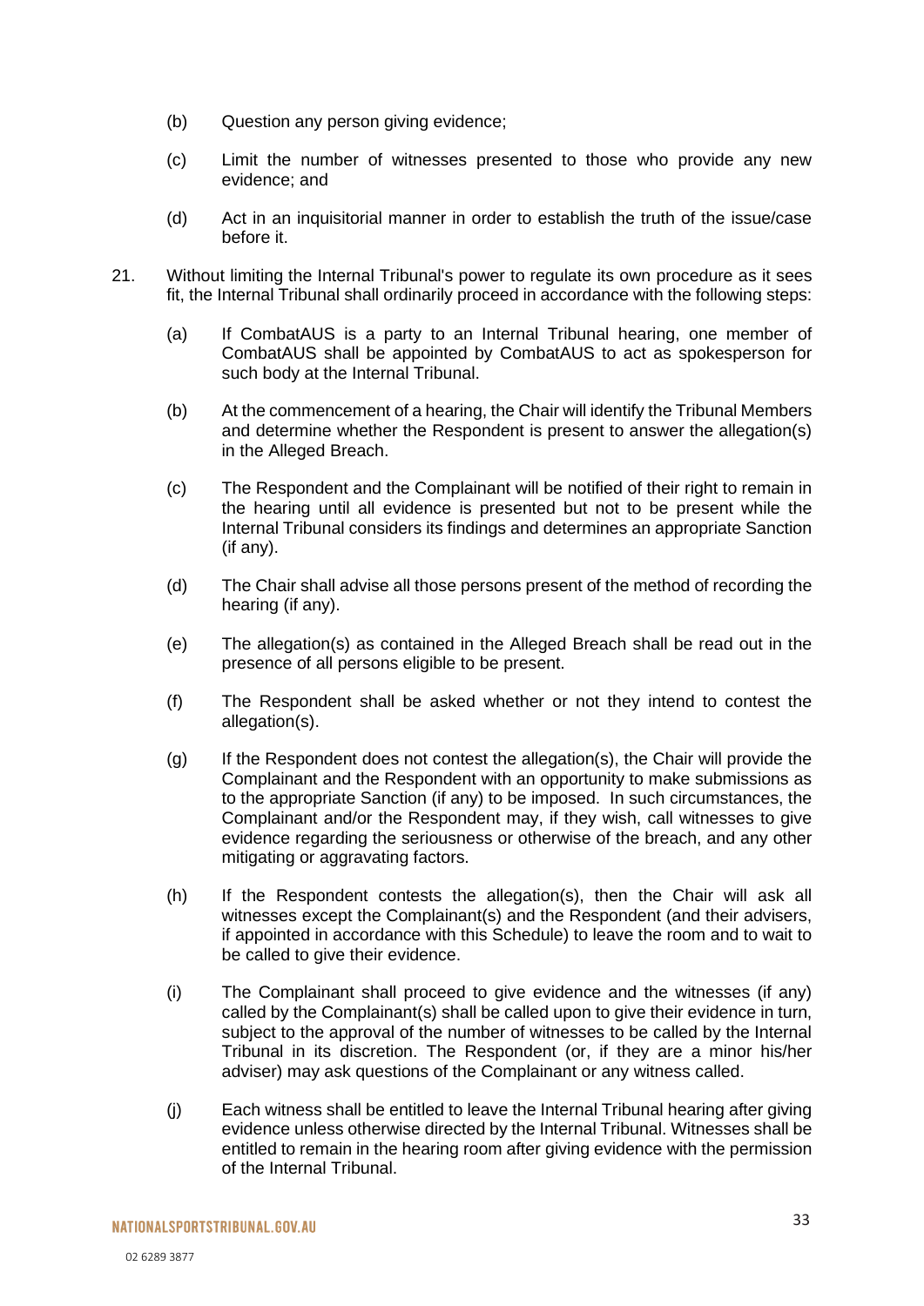(b) Question any person giving evidence;

(c) Limit the number of witnesses presented to those who provide any new evidence; and

(d) Act in an inquisitorial manner in order to establish the truth of the issue/case before it.

21. Without limiting the Internal Tribunal's power to regulate its own procedure as it sees fit, the Internal Tribunal shall ordinarily proceed in accordance with the following steps:

    (a) If CombatAUS is a party to an Internal Tribunal hearing, one member of CombatAUS shall be appointed by CombatAUS to act as spokesperson for such body at the Internal Tribunal.

    (b) At the commencement of a hearing, the Chair will identify the Tribunal Members and determine whether the Respondent is present to answer the allegation(s) in the Alleged Breach.

    (c) The Respondent and the Complainant will be notified of their right to remain in the hearing until all evidence is presented but not to be present while the Internal Tribunal considers its findings and determines an appropriate Sanction (if any).

    (d) The Chair shall advise all those persons present of the method of recording the hearing (if any).

    (e) The allegation(s) as contained in the Alleged Breach shall be read out in the presence of all persons eligible to be present.

    (f) The Respondent shall be asked whether or not they intend to contest the allegation(s).

    (g) If the Respondent does not contest the allegation(s), the Chair will provide the Complainant and the Respondent with an opportunity to make submissions as to the appropriate Sanction (if any) to be imposed. In such circumstances, the Complainant and/or the Respondent may, if they wish, call witnesses to give evidence regarding the seriousness or otherwise of the breach, and any other mitigating or aggravating factors.

    (h) If the Respondent contests the allegation(s), then the Chair will ask all witnesses except the Complainant(s) and the Respondent (and their advisers, if appointed in accordance with this Schedule) to leave the room and to wait to be called to give their evidence.

    (i) The Complainant shall proceed to give evidence and the witnesses (if any) called by the Complainant(s) shall be called upon to give their evidence in turn, subject to the approval of the number of witnesses to be called by the Internal Tribunal in its discretion. The Respondent (or, if they are a minor his/her adviser) may ask questions of the Complainant or any witness called.

    (j) Each witness shall be entitled to leave the Internal Tribunal hearing after giving evidence unless otherwise directed by the Internal Tribunal. Witnesses shall be entitled to remain in the hearing room after giving evidence with the permission of the Internal Tribunal.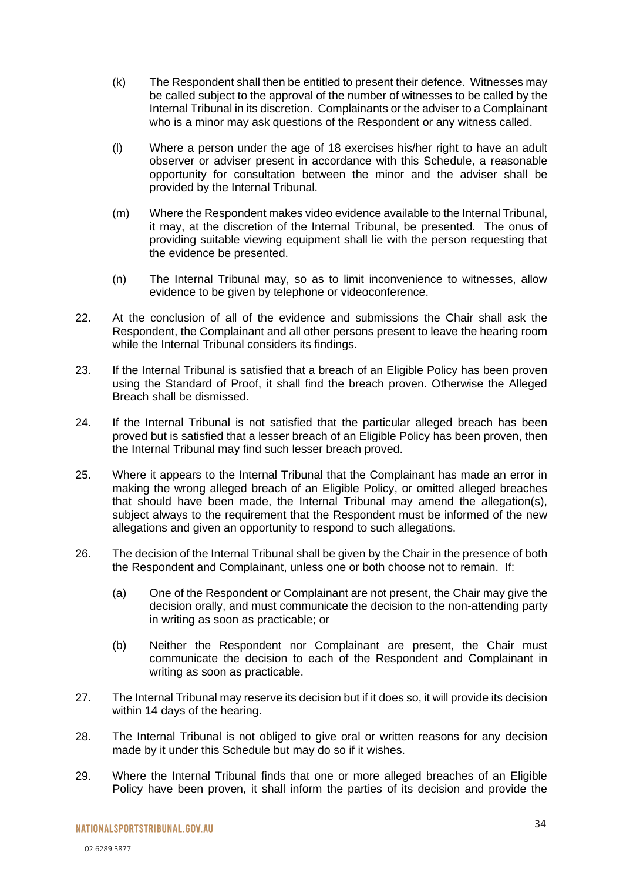(k) The Respondent shall then be entitled to present their defence. Witnesses may be called subject to the approval of the number of witnesses to be called by the Internal Tribunal in its discretion. Complainants or the adviser to a Complainant who is a minor may ask questions of the Respondent or any witness called.

(l) Where a person under the age of 18 exercises his/her right to have an adult observer or adviser present in accordance with this Schedule, a reasonable opportunity for consultation between the minor and the adviser shall be provided by the Internal Tribunal.

(m) Where the Respondent makes video evidence available to the Internal Tribunal, it may, at the discretion of the Internal Tribunal, be presented. The onus of providing suitable viewing equipment shall lie with the person requesting that the evidence be presented.

(n) The Internal Tribunal may, so as to limit inconvenience to witnesses, allow evidence to be given by telephone or videoconference.

22. At the conclusion of all of the evidence and submissions the Chair shall ask the Respondent, the Complainant and all other persons present to leave the hearing room while the Internal Tribunal considers its findings.

23. If the Internal Tribunal is satisfied that a breach of an Eligible Policy has been proven using the Standard of Proof, it shall find the breach proven. Otherwise the Alleged Breach shall be dismissed.

24. If the Internal Tribunal is not satisfied that the particular alleged breach has been proved but is satisfied that a lesser breach of an Eligible Policy has been proven, then the Internal Tribunal may find such lesser breach proved.

25. Where it appears to the Internal Tribunal that the Complainant has made an error in making the wrong alleged breach of an Eligible Policy, or omitted alleged breaches that should have been made, the Internal Tribunal may amend the allegation(s), subject always to the requirement that the Respondent must be informed of the new allegations and given an opportunity to respond to such allegations.

26. The decision of the Internal Tribunal shall be given by the Chair in the presence of both the Respondent and Complainant, unless one or both choose not to remain. If:

    (a) One of the Respondent or Complainant are not present, the Chair may give the decision orally, and must communicate the decision to the non-attending party in writing as soon as practicable; or

    (b) Neither the Respondent nor Complainant are present, the Chair must communicate the decision to each of the Respondent and Complainant in writing as soon as practicable.

27. The Internal Tribunal may reserve its decision but if it does so, it will provide its decision within 14 days of the hearing.

28. The Internal Tribunal is not obliged to give oral or written reasons for any decision made by it under this Schedule but may do so if it wishes.

29. Where the Internal Tribunal finds that one or more alleged breaches of an Eligible Policy have been proven, it shall inform the parties of its decision and provide the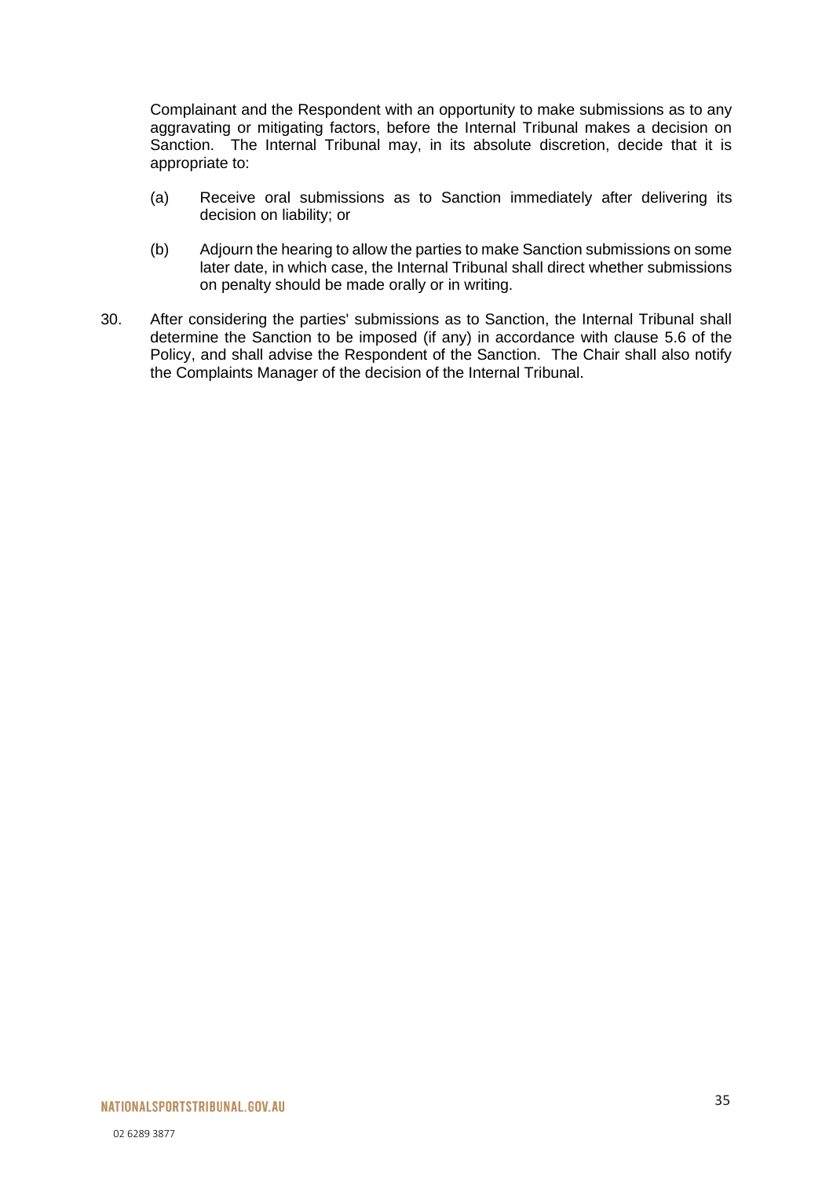Complainant and the Respondent with an opportunity to make submissions as to any aggravating or mitigating factors, before the Internal Tribunal makes a decision on Sanction. The Internal Tribunal may, in its absolute discretion, decide that it is appropriate to:

(a) Receive oral submissions as to Sanction immediately after delivering its decision on liability; or

(b) Adjourn the hearing to allow the parties to make Sanction submissions on some later date, in which case, the Internal Tribunal shall direct whether submissions on penalty should be made orally or in writing.

30. After considering the parties' submissions as to Sanction, the Internal Tribunal shall determine the Sanction to be imposed (if any) in accordance with clause 5.6 of the Policy, and shall advise the Respondent of the Sanction. The Chair shall also notify the Complaints Manager of the decision of the Internal Tribunal.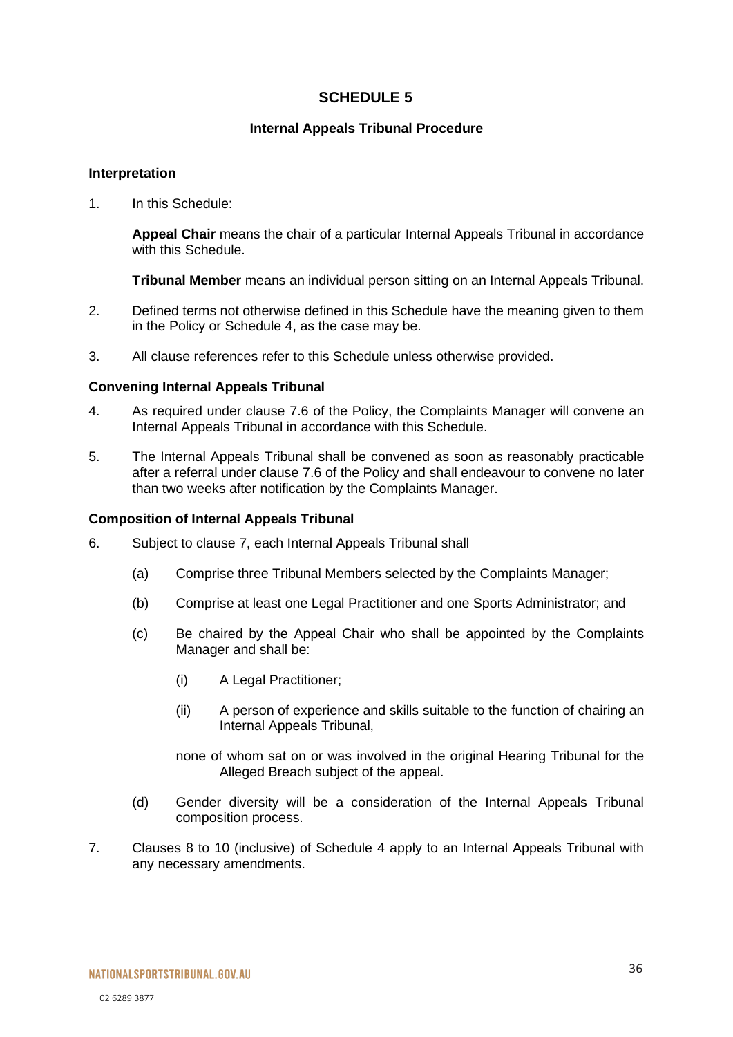# SCHEDULE 5

## Internal Appeals Tribunal Procedure

### Interpretation

1. In this Schedule:

   **Appeal Chair** means the chair of a particular Internal Appeals Tribunal in accordance with this Schedule.

   **Tribunal Member** means an individual person sitting on an Internal Appeals Tribunal.

2. Defined terms not otherwise defined in this Schedule have the meaning given to them in the Policy or Schedule 4, as the case may be.

3. All clause references refer to this Schedule unless otherwise provided.

### Convening Internal Appeals Tribunal

4. As required under clause 7.6 of the Policy, the Complaints Manager will convene an Internal Appeals Tribunal in accordance with this Schedule.

5. The Internal Appeals Tribunal shall be convened as soon as reasonably practicable after a referral under clause 7.6 of the Policy and shall endeavour to convene no later than two weeks after notification by the Complaints Manager.

### Composition of Internal Appeals Tribunal

6. Subject to clause 7, each Internal Appeals Tribunal shall

   (a) Comprise three Tribunal Members selected by the Complaints Manager;

   (b) Comprise at least one Legal Practitioner and one Sports Administrator; and

   (c) Be chaired by the Appeal Chair who shall be appointed by the Complaints Manager and shall be:

      (i) A Legal Practitioner;

      (ii) A person of experience and skills suitable to the function of chairing an Internal Appeals Tribunal,

      none of whom sat on or was involved in the original Hearing Tribunal for the Alleged Breach subject of the appeal.

   (d) Gender diversity will be a consideration of the Internal Appeals Tribunal composition process.

7. Clauses 8 to 10 (inclusive) of Schedule 4 apply to an Internal Appeals Tribunal with any necessary amendments.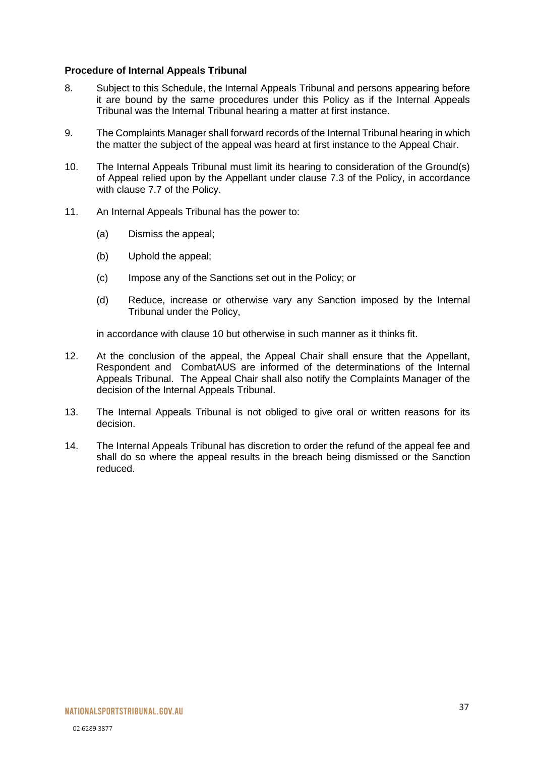**Procedure of Internal Appeals Tribunal**

8. Subject to this Schedule, the Internal Appeals Tribunal and persons appearing before it are bound by the same procedures under this Policy as if the Internal Appeals Tribunal was the Internal Tribunal hearing a matter at first instance.

9. The Complaints Manager shall forward records of the Internal Tribunal hearing in which the matter the subject of the appeal was heard at first instance to the Appeal Chair.

10. The Internal Appeals Tribunal must limit its hearing to consideration of the Ground(s) of Appeal relied upon by the Appellant under clause 7.3 of the Policy, in accordance with clause 7.7 of the Policy.

11. An Internal Appeals Tribunal has the power to:

    (a) Dismiss the appeal;

    (b) Uphold the appeal;

    (c) Impose any of the Sanctions set out in the Policy; or

    (d) Reduce, increase or otherwise vary any Sanction imposed by the Internal Tribunal under the Policy,

    in accordance with clause 10 but otherwise in such manner as it thinks fit.

12. At the conclusion of the appeal, the Appeal Chair shall ensure that the Appellant, Respondent and CombatAUS are informed of the determinations of the Internal Appeals Tribunal. The Appeal Chair shall also notify the Complaints Manager of the decision of the Internal Appeals Tribunal.

13. The Internal Appeals Tribunal is not obliged to give oral or written reasons for its decision.

14. The Internal Appeals Tribunal has discretion to order the refund of the appeal fee and shall do so where the appeal results in the breach being dismissed or the Sanction reduced.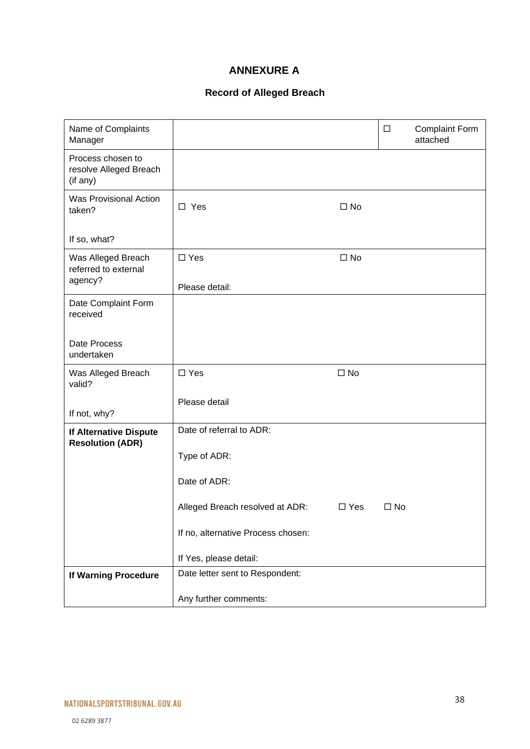# ANNEXURE A

## Record of Alleged Breach

| | | |
|---|---|---|
| Name of Complaints Manager | | ☐ Complaint Form attached |
| Process chosen to resolve Alleged Breach (if any) | | |
| Was Provisional Action taken?<br><br>If so, what? | ☐ Yes ☐ No | |
| Was Alleged Breach referred to external agency? | ☐ Yes ☐ No<br><br>Please detail: | |
| Date Complaint Form received<br><br>Date Process undertaken | | |
| Was Alleged Breach valid?<br><br>If not, why? | ☐ Yes ☐ No<br><br>Please detail | |
| **If Alternative Dispute Resolution (ADR)** | Date of referral to ADR:<br><br>Type of ADR:<br><br>Date of ADR:<br><br>Alleged Breach resolved at ADR: ☐ Yes ☐ No<br><br>If no, alternative Process chosen:<br><br>If Yes, please detail: | |
| **If Warning Procedure** | Date letter sent to Respondent:<br><br>Any further comments: | |

NATIONALSPORTSTRIBUNAL.GOV.AU

02 6289 3877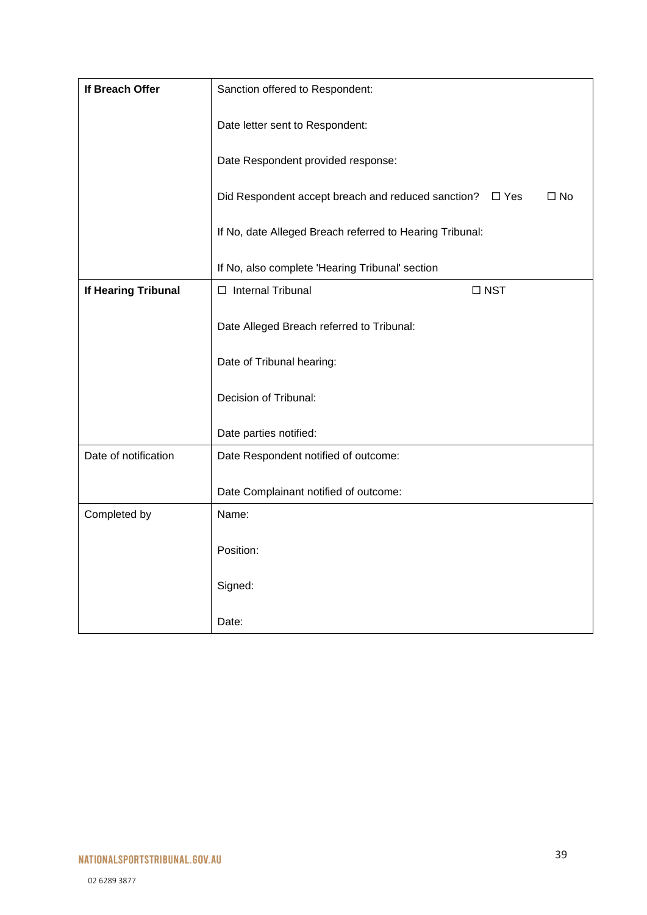| | |
|---|---|
| **If Breach Offer** | Sanction offered to Respondent:<br><br>Date letter sent to Respondent:<br><br>Date Respondent provided response:<br><br>Did Respondent accept breach and reduced sanction? ☐ Yes ☐ No<br><br>If No, date Alleged Breach referred to Hearing Tribunal:<br><br>If No, also complete 'Hearing Tribunal' section |
| **If Hearing Tribunal** | ☐ Internal Tribunal ☐ NST<br><br>Date Alleged Breach referred to Tribunal:<br><br>Date of Tribunal hearing:<br><br>Decision of Tribunal:<br><br>Date parties notified: |
| Date of notification | Date Respondent notified of outcome:<br><br>Date Complainant notified of outcome: |
| Completed by | Name:<br><br>Position:<br><br>Signed:<br><br>Date: |